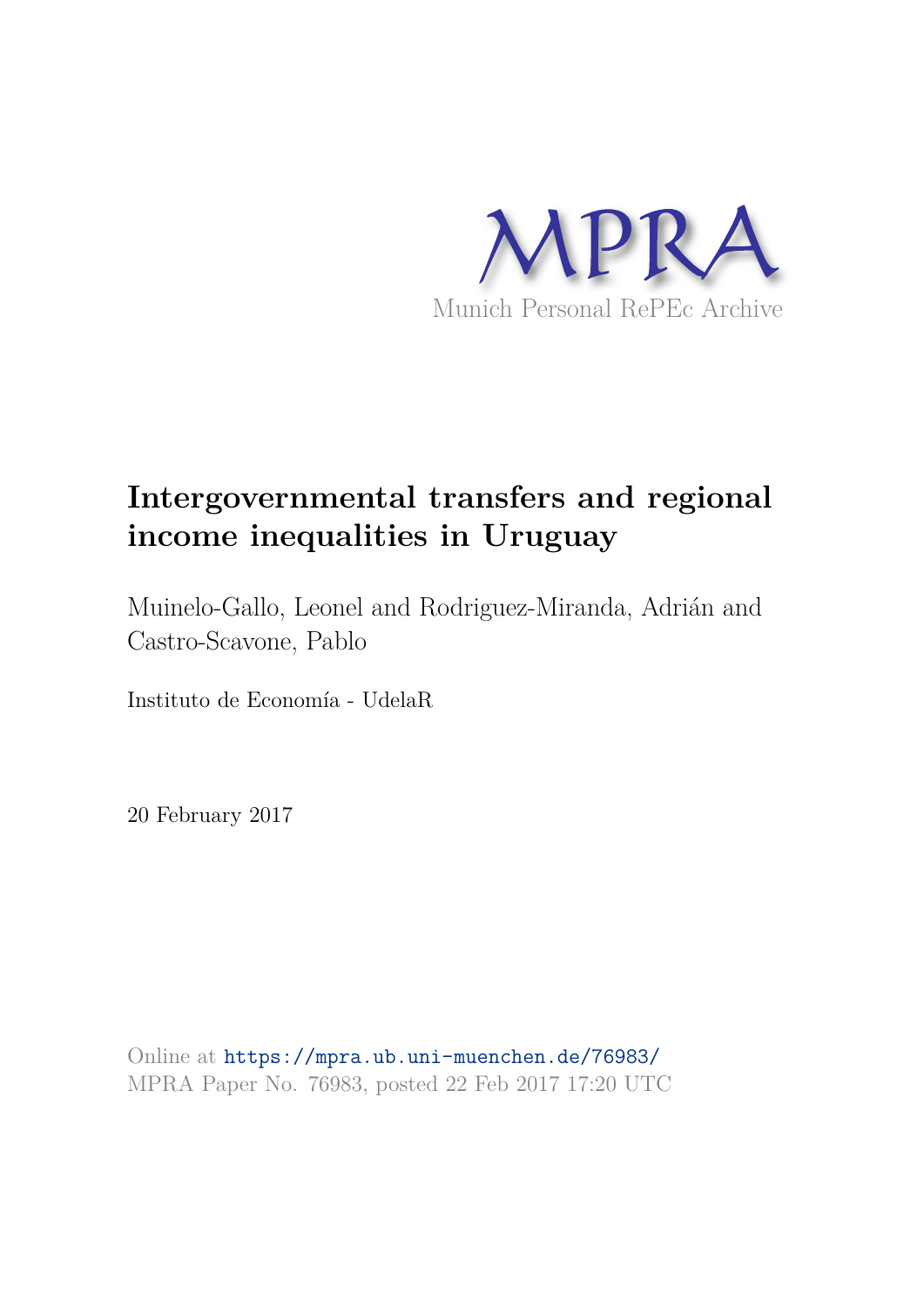MPRA

Munich Personal RePEc Archive

# Intergovernmental transfers and regional income inequalities in Uruguay

Muinelo-Gallo, Leonel and Rodriguez-Miranda, Adrián and Castro-Scavone, Pablo

Instituto de Economía - UdelaR

20 February 2017

Online at https://mpra.ub.uni-muenchen.de/76983/
MPRA Paper No. 76983, posted 22 Feb 2017 17:20 UTC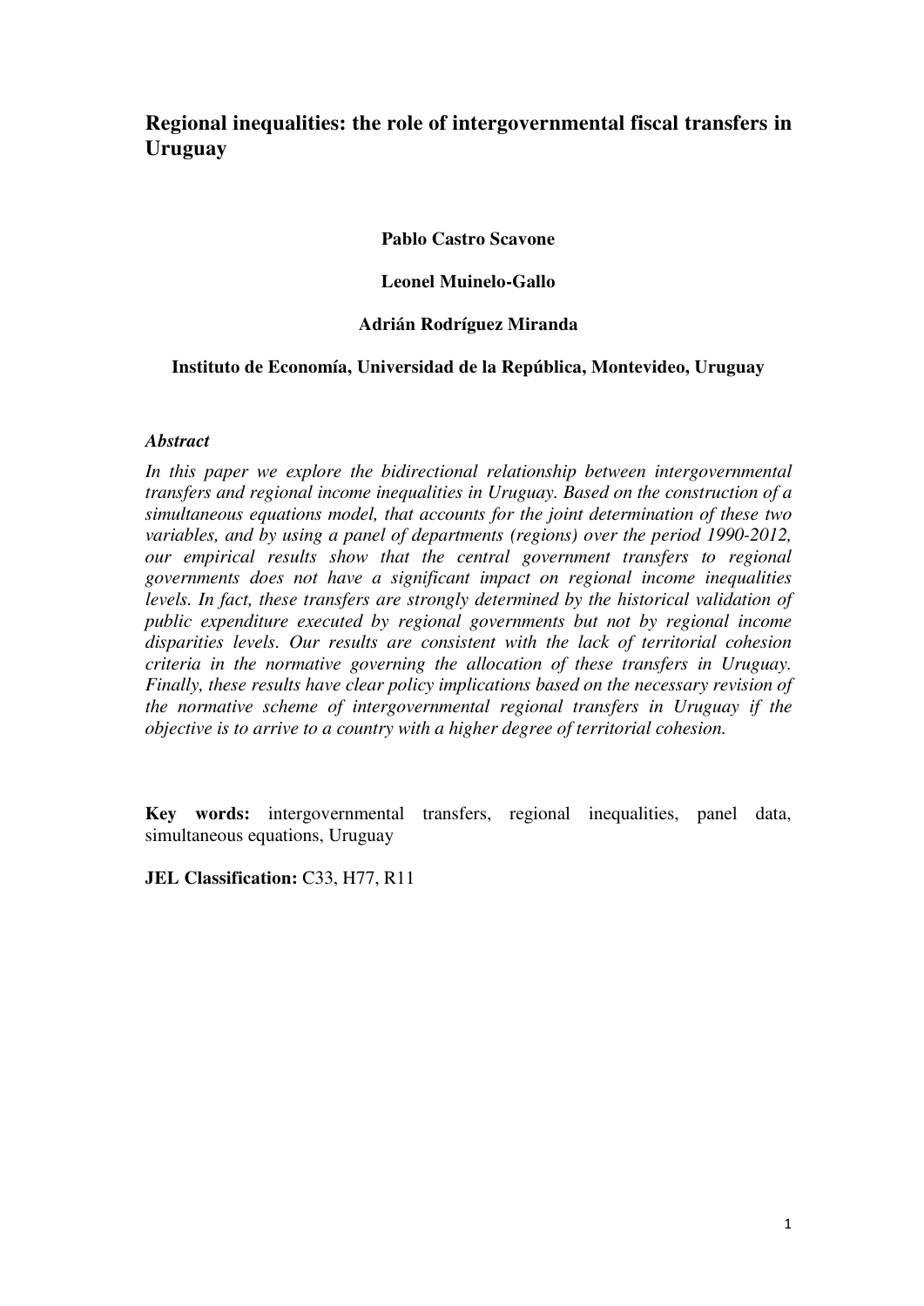# Regional inequalities: the role of intergovernmental fiscal transfers in Uruguay

**Pablo Castro Scavone**

**Leonel Muinelo-Gallo**

**Adrián Rodríguez Miranda**

**Instituto de Economía, Universidad de la República, Montevideo, Uruguay**

***Abstract***

*In this paper we explore the bidirectional relationship between intergovernmental transfers and regional income inequalities in Uruguay. Based on the construction of a simultaneous equations model, that accounts for the joint determination of these two variables, and by using a panel of departments (regions) over the period 1990-2012, our empirical results show that the central government transfers to regional governments does not have a significant impact on regional income inequalities levels. In fact, these transfers are strongly determined by the historical validation of public expenditure executed by regional governments but not by regional income disparities levels. Our results are consistent with the lack of territorial cohesion criteria in the normative governing the allocation of these transfers in Uruguay. Finally, these results have clear policy implications based on the necessary revision of the normative scheme of intergovernmental regional transfers in Uruguay if the objective is to arrive to a country with a higher degree of territorial cohesion.*

**Key words:** intergovernmental transfers, regional inequalities, panel data, simultaneous equations, Uruguay

**JEL Classification:** C33, H77, R11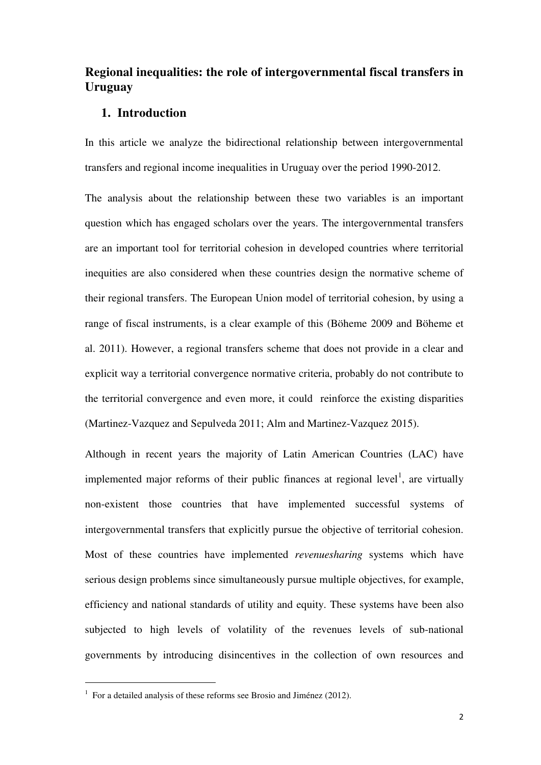## Regional inequalities: the role of intergovernmental fiscal transfers in Uruguay

### 1. Introduction

In this article we analyze the bidirectional relationship between intergovernmental transfers and regional income inequalities in Uruguay over the period 1990-2012.

The analysis about the relationship between these two variables is an important question which has engaged scholars over the years. The intergovernmental transfers are an important tool for territorial cohesion in developed countries where territorial inequities are also considered when these countries design the normative scheme of their regional transfers. The European Union model of territorial cohesion, by using a range of fiscal instruments, is a clear example of this (Böheme 2009 and Böheme et al. 2011). However, a regional transfers scheme that does not provide in a clear and explicit way a territorial convergence normative criteria, probably do not contribute to the territorial convergence and even more, it could reinforce the existing disparities (Martinez-Vazquez and Sepulveda 2011; Alm and Martinez-Vazquez 2015).

Although in recent years the majority of Latin American Countries (LAC) have implemented major reforms of their public finances at regional level[1], are virtually non-existent those countries that have implemented successful systems of intergovernmental transfers that explicitly pursue the objective of territorial cohesion. Most of these countries have implemented *revenuesharing* systems which have serious design problems since simultaneously pursue multiple objectives, for example, efficiency and national standards of utility and equity. These systems have been also subjected to high levels of volatility of the revenues levels of sub-national governments by introducing disincentives in the collection of own resources and

[1] For a detailed analysis of these reforms see Brosio and Jiménez (2012).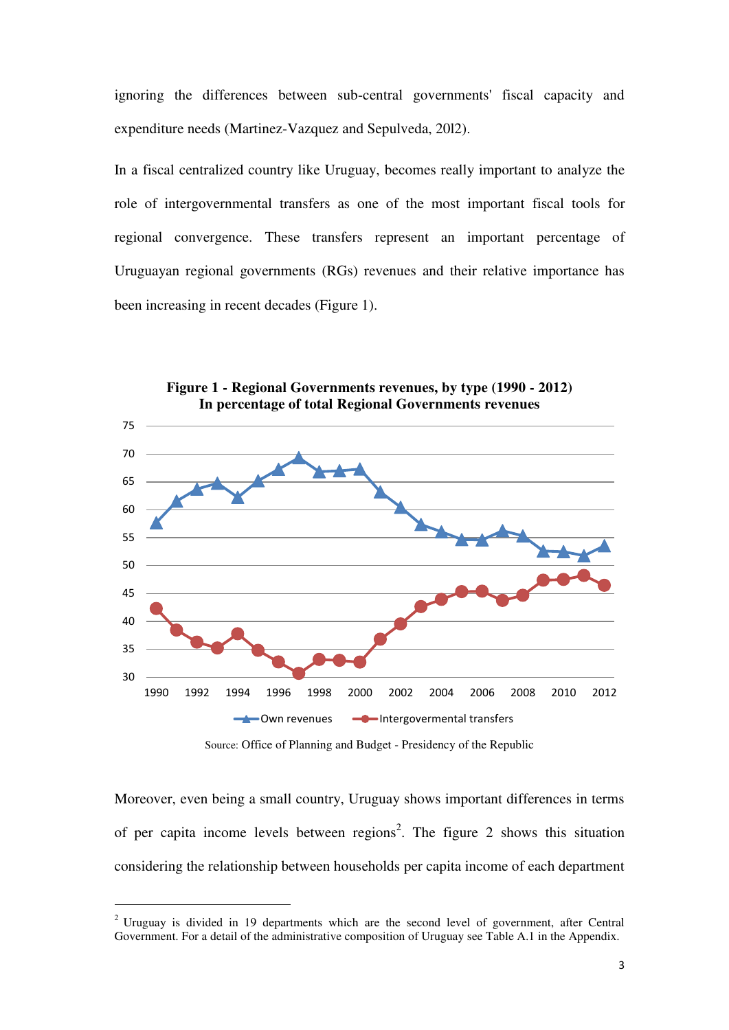ignoring the differences between sub-central governments' fiscal capacity and expenditure needs (Martinez-Vazquez and Sepulveda, 2012).

In a fiscal centralized country like Uruguay, becomes really important to analyze the role of intergovernmental transfers as one of the most important fiscal tools for regional convergence. These transfers represent an important percentage of Uruguayan regional governments (RGs) revenues and their relative importance has been increasing in recent decades (Figure 1).

**Figure 1 - Regional Governments revenues, by type (1990 - 2012)**
**In percentage of total Regional Governments revenues**

Source: Office of Planning and Budget - Presidency of the Republic

Moreover, even being a small country, Uruguay shows important differences in terms of per capita income levels between regions[2]. The figure 2 shows this situation considering the relationship between households per capita income of each department

[2] Uruguay is divided in 19 departments which are the second level of government, after Central Government. For a detail of the administrative composition of Uruguay see Table A.1 in the Appendix.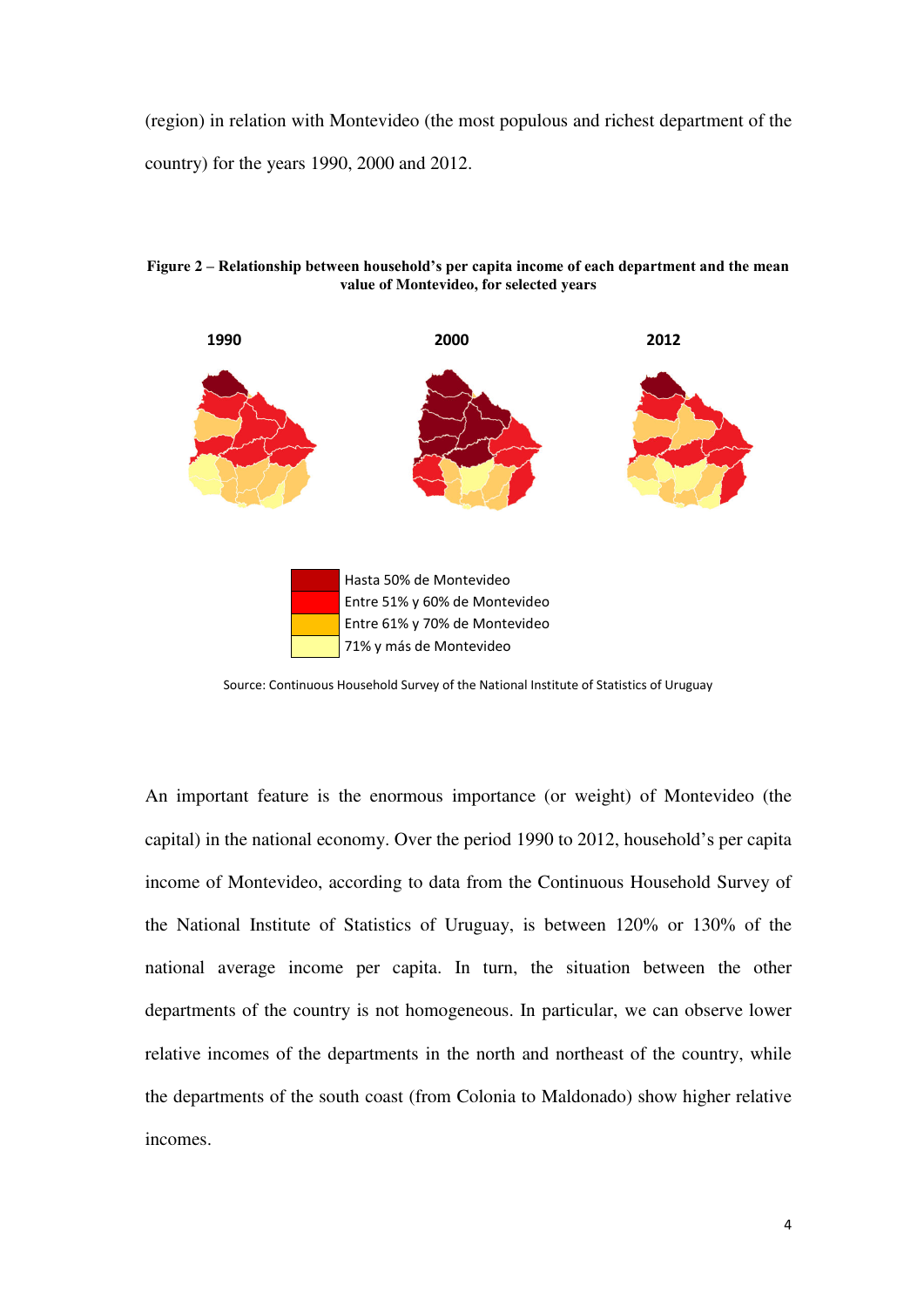(region) in relation with Montevideo (the most populous and richest department of the country) for the years 1990, 2000 and 2012.

**Figure 2 – Relationship between household's per capita income of each department and the mean value of Montevideo, for selected years**

1990 2000 2012

Hasta 50% de Montevideo
Entre 51% y 60% de Montevideo
Entre 61% y 70% de Montevideo
71% y más de Montevideo

Source: Continuous Household Survey of the National Institute of Statistics of Uruguay

An important feature is the enormous importance (or weight) of Montevideo (the capital) in the national economy. Over the period 1990 to 2012, household's per capita income of Montevideo, according to data from the Continuous Household Survey of the National Institute of Statistics of Uruguay, is between 120% or 130% of the national average income per capita. In turn, the situation between the other departments of the country is not homogeneous. In particular, we can observe lower relative incomes of the departments in the north and northeast of the country, while the departments of the south coast (from Colonia to Maldonado) show higher relative incomes.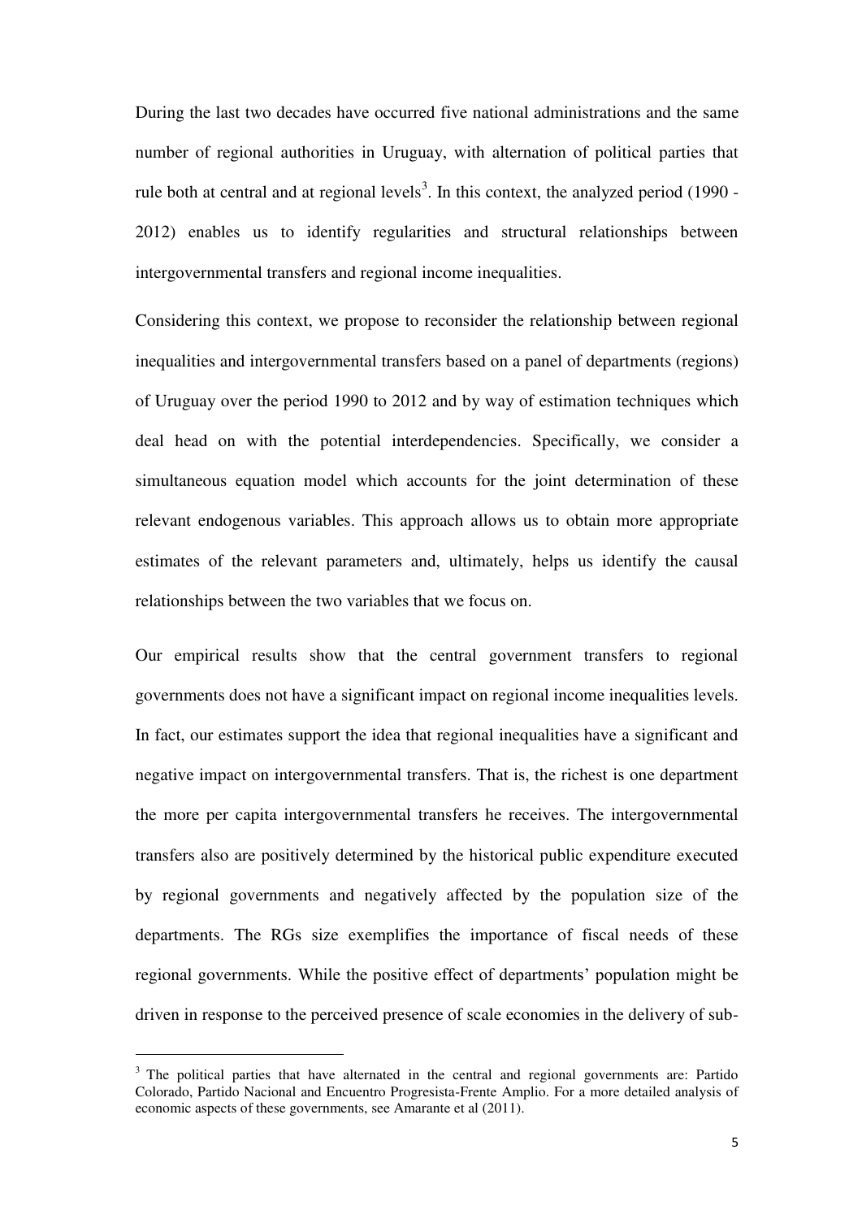During the last two decades have occurred five national administrations and the same number of regional authorities in Uruguay, with alternation of political parties that rule both at central and at regional levels[3]. In this context, the analyzed period (1990 - 2012) enables us to identify regularities and structural relationships between intergovernmental transfers and regional income inequalities.

Considering this context, we propose to reconsider the relationship between regional inequalities and intergovernmental transfers based on a panel of departments (regions) of Uruguay over the period 1990 to 2012 and by way of estimation techniques which deal head on with the potential interdependencies. Specifically, we consider a simultaneous equation model which accounts for the joint determination of these relevant endogenous variables. This approach allows us to obtain more appropriate estimates of the relevant parameters and, ultimately, helps us identify the causal relationships between the two variables that we focus on.

Our empirical results show that the central government transfers to regional governments does not have a significant impact on regional income inequalities levels. In fact, our estimates support the idea that regional inequalities have a significant and negative impact on intergovernmental transfers. That is, the richest is one department the more per capita intergovernmental transfers he receives. The intergovernmental transfers also are positively determined by the historical public expenditure executed by regional governments and negatively affected by the population size of the departments. The RGs size exemplifies the importance of fiscal needs of these regional governments. While the positive effect of departments' population might be driven in response to the perceived presence of scale economies in the delivery of sub-

[3] The political parties that have alternated in the central and regional governments are: Partido Colorado, Partido Nacional and Encuentro Progresista-Frente Amplio. For a more detailed analysis of economic aspects of these governments, see Amarante et al (2011).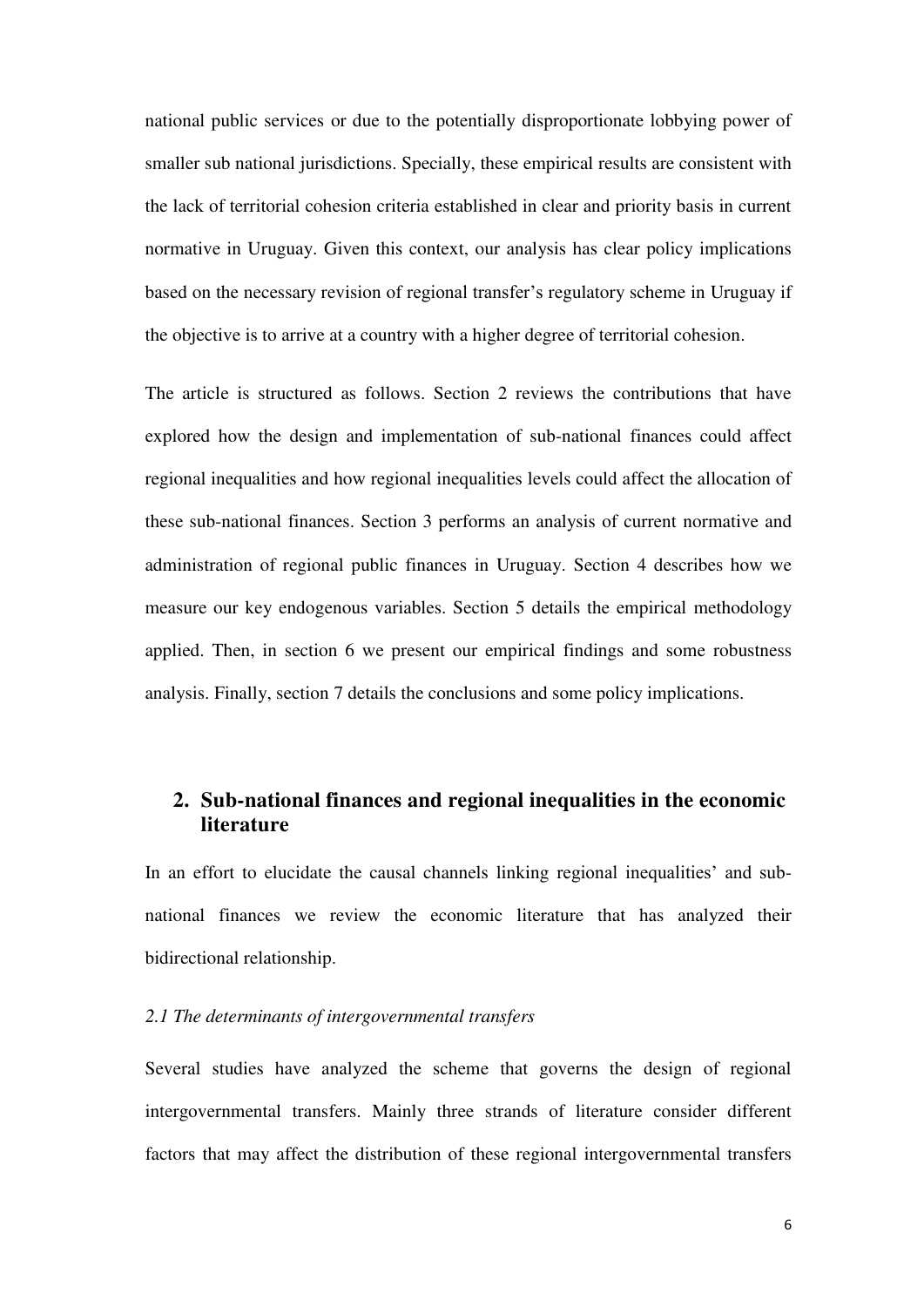national public services or due to the potentially disproportionate lobbying power of smaller sub national jurisdictions. Specially, these empirical results are consistent with the lack of territorial cohesion criteria established in clear and priority basis in current normative in Uruguay. Given this context, our analysis has clear policy implications based on the necessary revision of regional transfer's regulatory scheme in Uruguay if the objective is to arrive at a country with a higher degree of territorial cohesion.

The article is structured as follows. Section 2 reviews the contributions that have explored how the design and implementation of sub-national finances could affect regional inequalities and how regional inequalities levels could affect the allocation of these sub-national finances. Section 3 performs an analysis of current normative and administration of regional public finances in Uruguay. Section 4 describes how we measure our key endogenous variables. Section 5 details the empirical methodology applied. Then, in section 6 we present our empirical findings and some robustness analysis. Finally, section 7 details the conclusions and some policy implications.

## 2. Sub-national finances and regional inequalities in the economic literature

In an effort to elucidate the causal channels linking regional inequalities' and sub-national finances we review the economic literature that has analyzed their bidirectional relationship.

### *2.1 The determinants of intergovernmental transfers*

Several studies have analyzed the scheme that governs the design of regional intergovernmental transfers. Mainly three strands of literature consider different factors that may affect the distribution of these regional intergovernmental transfers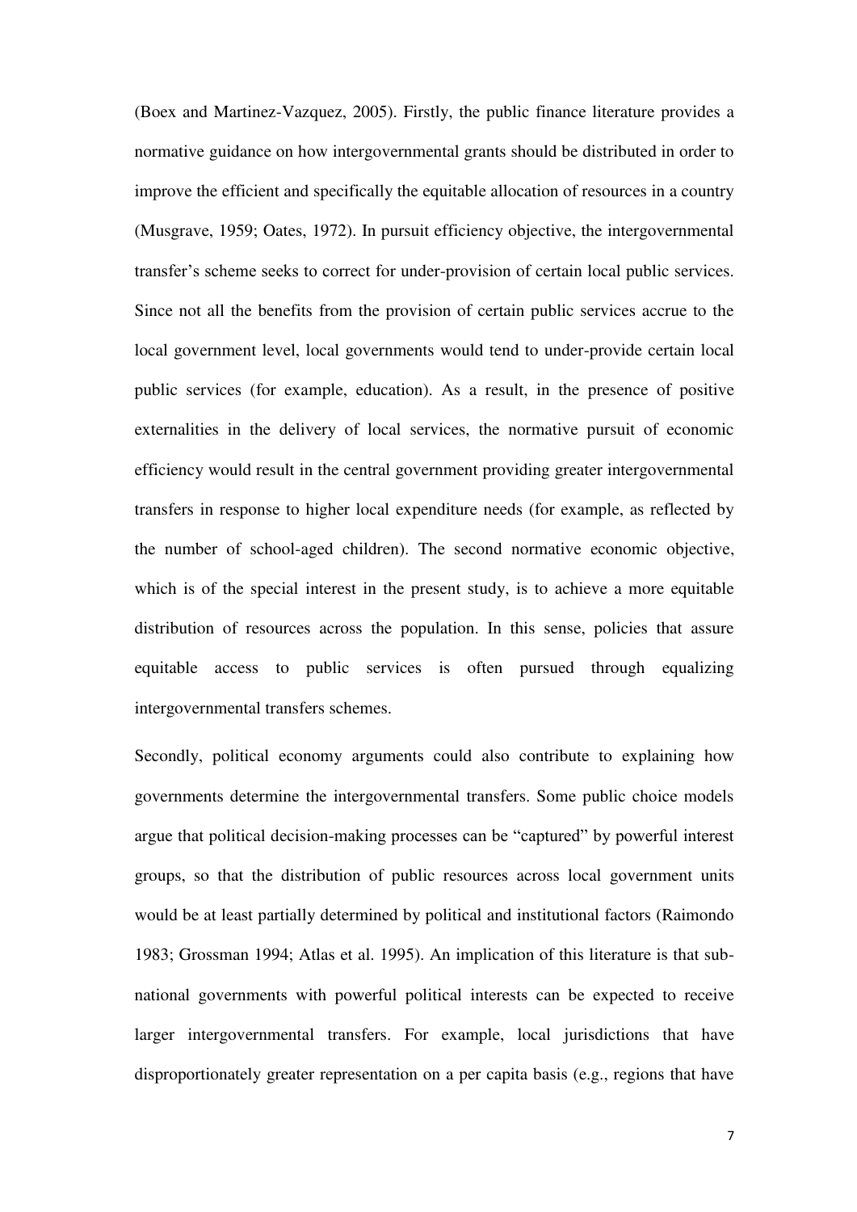(Boex and Martinez-Vazquez, 2005). Firstly, the public finance literature provides a normative guidance on how intergovernmental grants should be distributed in order to improve the efficient and specifically the equitable allocation of resources in a country (Musgrave, 1959; Oates, 1972). In pursuit efficiency objective, the intergovernmental transfer's scheme seeks to correct for under-provision of certain local public services. Since not all the benefits from the provision of certain public services accrue to the local government level, local governments would tend to under-provide certain local public services (for example, education). As a result, in the presence of positive externalities in the delivery of local services, the normative pursuit of economic efficiency would result in the central government providing greater intergovernmental transfers in response to higher local expenditure needs (for example, as reflected by the number of school-aged children). The second normative economic objective, which is of the special interest in the present study, is to achieve a more equitable distribution of resources across the population. In this sense, policies that assure equitable access to public services is often pursued through equalizing intergovernmental transfers schemes.

Secondly, political economy arguments could also contribute to explaining how governments determine the intergovernmental transfers. Some public choice models argue that political decision-making processes can be "captured" by powerful interest groups, so that the distribution of public resources across local government units would be at least partially determined by political and institutional factors (Raimondo 1983; Grossman 1994; Atlas et al. 1995). An implication of this literature is that sub-national governments with powerful political interests can be expected to receive larger intergovernmental transfers. For example, local jurisdictions that have disproportionately greater representation on a per capita basis (e.g., regions that have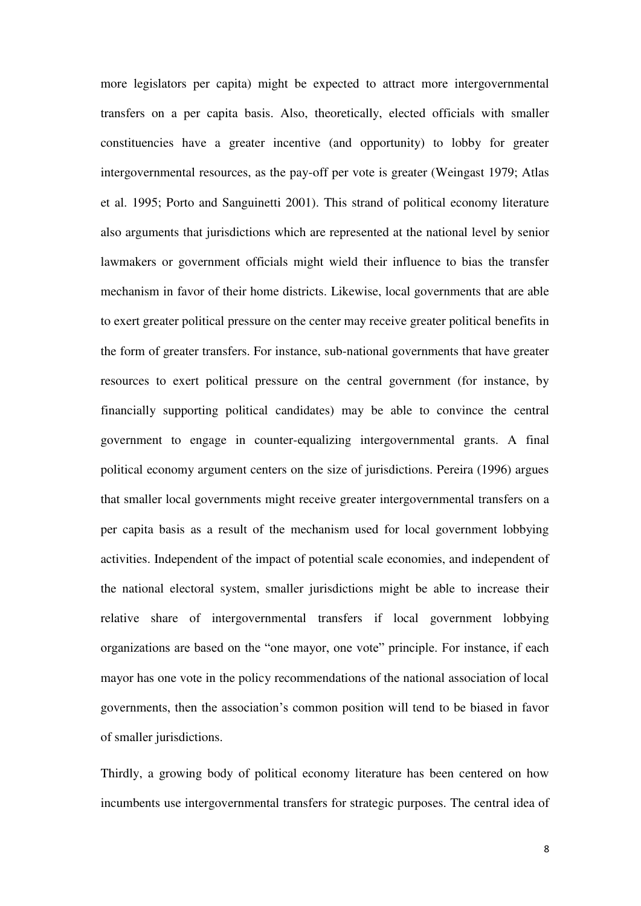more legislators per capita) might be expected to attract more intergovernmental transfers on a per capita basis. Also, theoretically, elected officials with smaller constituencies have a greater incentive (and opportunity) to lobby for greater intergovernmental resources, as the pay-off per vote is greater (Weingast 1979; Atlas et al. 1995; Porto and Sanguinetti 2001). This strand of political economy literature also arguments that jurisdictions which are represented at the national level by senior lawmakers or government officials might wield their influence to bias the transfer mechanism in favor of their home districts. Likewise, local governments that are able to exert greater political pressure on the center may receive greater political benefits in the form of greater transfers. For instance, sub-national governments that have greater resources to exert political pressure on the central government (for instance, by financially supporting political candidates) may be able to convince the central government to engage in counter-equalizing intergovernmental grants. A final political economy argument centers on the size of jurisdictions. Pereira (1996) argues that smaller local governments might receive greater intergovernmental transfers on a per capita basis as a result of the mechanism used for local government lobbying activities. Independent of the impact of potential scale economies, and independent of the national electoral system, smaller jurisdictions might be able to increase their relative share of intergovernmental transfers if local government lobbying organizations are based on the "one mayor, one vote" principle. For instance, if each mayor has one vote in the policy recommendations of the national association of local governments, then the association's common position will tend to be biased in favor of smaller jurisdictions.

Thirdly, a growing body of political economy literature has been centered on how incumbents use intergovernmental transfers for strategic purposes. The central idea of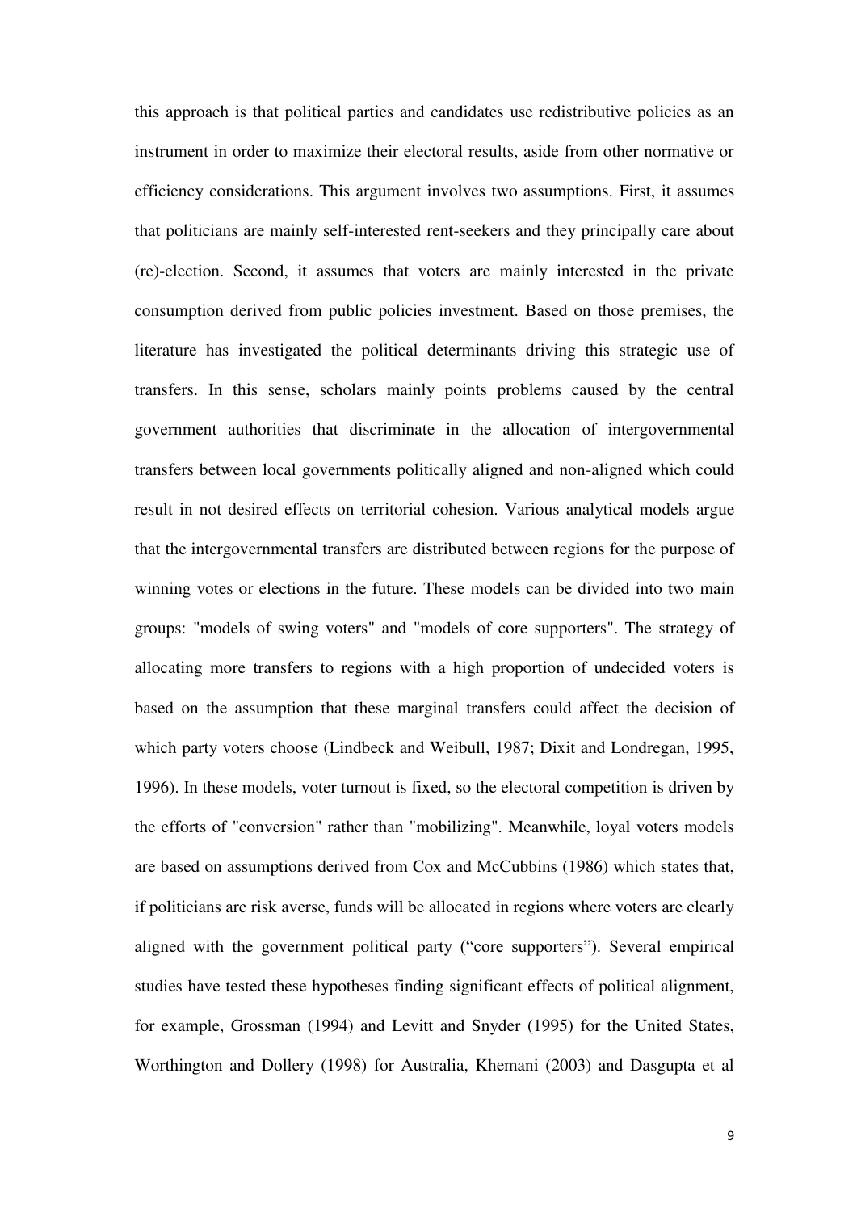this approach is that political parties and candidates use redistributive policies as an instrument in order to maximize their electoral results, aside from other normative or efficiency considerations. This argument involves two assumptions. First, it assumes that politicians are mainly self-interested rent-seekers and they principally care about (re)-election. Second, it assumes that voters are mainly interested in the private consumption derived from public policies investment. Based on those premises, the literature has investigated the political determinants driving this strategic use of transfers. In this sense, scholars mainly points problems caused by the central government authorities that discriminate in the allocation of intergovernmental transfers between local governments politically aligned and non-aligned which could result in not desired effects on territorial cohesion. Various analytical models argue that the intergovernmental transfers are distributed between regions for the purpose of winning votes or elections in the future. These models can be divided into two main groups: "models of swing voters" and "models of core supporters". The strategy of allocating more transfers to regions with a high proportion of undecided voters is based on the assumption that these marginal transfers could affect the decision of which party voters choose (Lindbeck and Weibull, 1987; Dixit and Londregan, 1995, 1996). In these models, voter turnout is fixed, so the electoral competition is driven by the efforts of "conversion" rather than "mobilizing". Meanwhile, loyal voters models are based on assumptions derived from Cox and McCubbins (1986) which states that, if politicians are risk averse, funds will be allocated in regions where voters are clearly aligned with the government political party ("core supporters"). Several empirical studies have tested these hypotheses finding significant effects of political alignment, for example, Grossman (1994) and Levitt and Snyder (1995) for the United States, Worthington and Dollery (1998) for Australia, Khemani (2003) and Dasgupta et al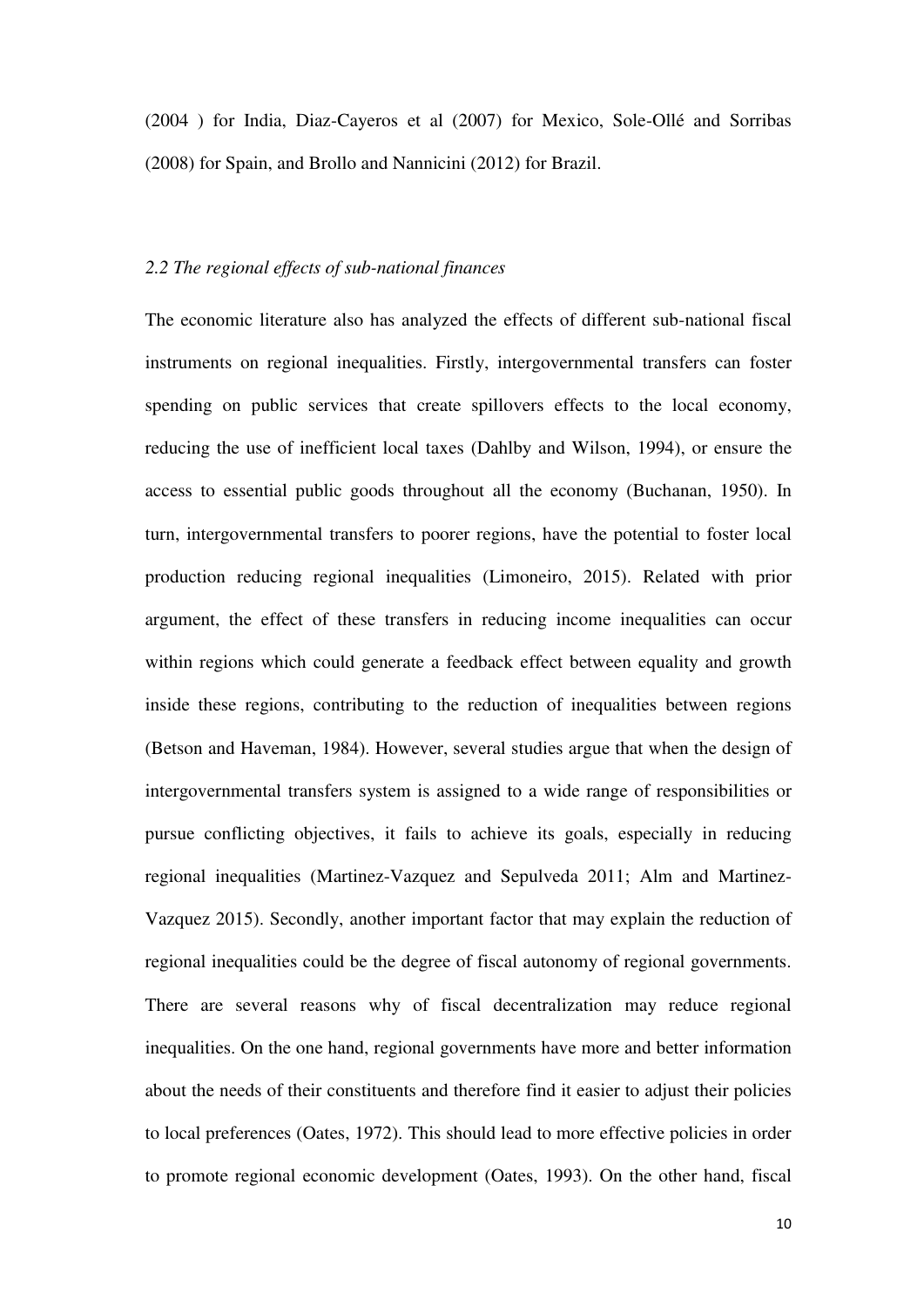(2004 ) for India, Diaz-Cayeros et al (2007) for Mexico, Sole-Ollé and Sorribas (2008) for Spain, and Brollo and Nannicini (2012) for Brazil.

### *2.2 The regional effects of sub-national finances*

The economic literature also has analyzed the effects of different sub-national fiscal instruments on regional inequalities. Firstly, intergovernmental transfers can foster spending on public services that create spillovers effects to the local economy, reducing the use of inefficient local taxes (Dahlby and Wilson, 1994), or ensure the access to essential public goods throughout all the economy (Buchanan, 1950). In turn, intergovernmental transfers to poorer regions, have the potential to foster local production reducing regional inequalities (Limoneiro, 2015). Related with prior argument, the effect of these transfers in reducing income inequalities can occur within regions which could generate a feedback effect between equality and growth inside these regions, contributing to the reduction of inequalities between regions (Betson and Haveman, 1984). However, several studies argue that when the design of intergovernmental transfers system is assigned to a wide range of responsibilities or pursue conflicting objectives, it fails to achieve its goals, especially in reducing regional inequalities (Martinez-Vazquez and Sepulveda 2011; Alm and Martinez-Vazquez 2015). Secondly, another important factor that may explain the reduction of regional inequalities could be the degree of fiscal autonomy of regional governments. There are several reasons why of fiscal decentralization may reduce regional inequalities. On the one hand, regional governments have more and better information about the needs of their constituents and therefore find it easier to adjust their policies to local preferences (Oates, 1972). This should lead to more effective policies in order to promote regional economic development (Oates, 1993). On the other hand, fiscal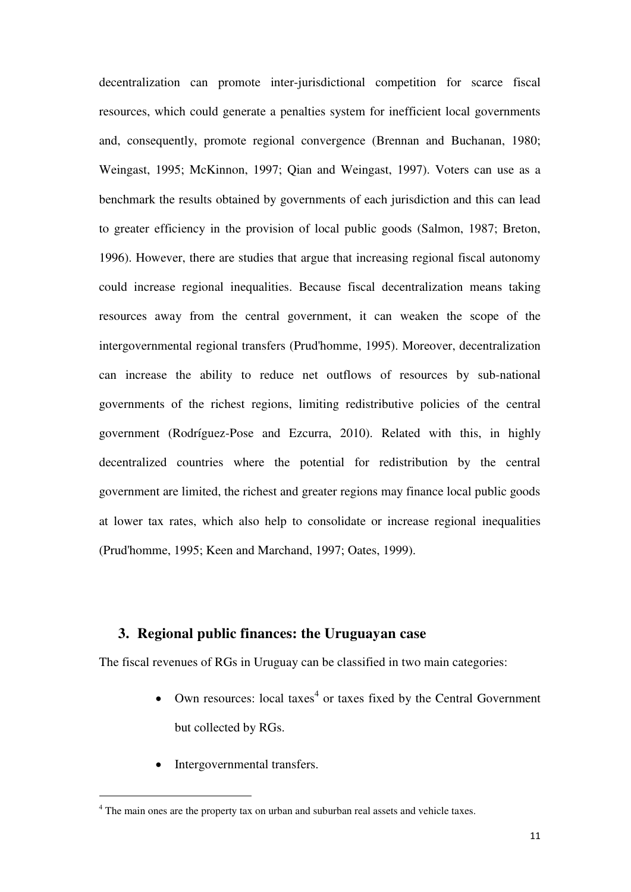decentralization can promote inter-jurisdictional competition for scarce fiscal resources, which could generate a penalties system for inefficient local governments and, consequently, promote regional convergence (Brennan and Buchanan, 1980; Weingast, 1995; McKinnon, 1997; Qian and Weingast, 1997). Voters can use as a benchmark the results obtained by governments of each jurisdiction and this can lead to greater efficiency in the provision of local public goods (Salmon, 1987; Breton, 1996). However, there are studies that argue that increasing regional fiscal autonomy could increase regional inequalities. Because fiscal decentralization means taking resources away from the central government, it can weaken the scope of the intergovernmental regional transfers (Prud'homme, 1995). Moreover, decentralization can increase the ability to reduce net outflows of resources by sub-national governments of the richest regions, limiting redistributive policies of the central government (Rodríguez-Pose and Ezcurra, 2010). Related with this, in highly decentralized countries where the potential for redistribution by the central government are limited, the richest and greater regions may finance local public goods at lower tax rates, which also help to consolidate or increase regional inequalities (Prud'homme, 1995; Keen and Marchand, 1997; Oates, 1999).

## 3. Regional public finances: the Uruguayan case

The fiscal revenues of RGs in Uruguay can be classified in two main categories:

- Own resources: local taxes[4] or taxes fixed by the Central Government but collected by RGs.
- Intergovernmental transfers.

[4] The main ones are the property tax on urban and suburban real assets and vehicle taxes.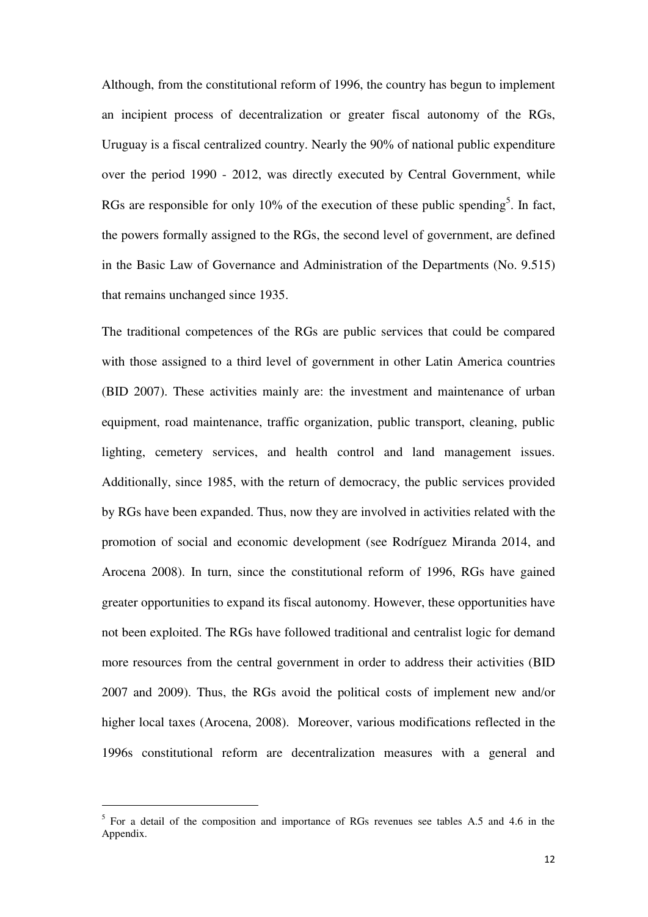Although, from the constitutional reform of 1996, the country has begun to implement an incipient process of decentralization or greater fiscal autonomy of the RGs, Uruguay is a fiscal centralized country. Nearly the 90% of national public expenditure over the period 1990 - 2012, was directly executed by Central Government, while RGs are responsible for only 10% of the execution of these public spending[5]. In fact, the powers formally assigned to the RGs, the second level of government, are defined in the Basic Law of Governance and Administration of the Departments (No. 9.515) that remains unchanged since 1935.

The traditional competences of the RGs are public services that could be compared with those assigned to a third level of government in other Latin America countries (BID 2007). These activities mainly are: the investment and maintenance of urban equipment, road maintenance, traffic organization, public transport, cleaning, public lighting, cemetery services, and health control and land management issues. Additionally, since 1985, with the return of democracy, the public services provided by RGs have been expanded. Thus, now they are involved in activities related with the promotion of social and economic development (see Rodríguez Miranda 2014, and Arocena 2008). In turn, since the constitutional reform of 1996, RGs have gained greater opportunities to expand its fiscal autonomy. However, these opportunities have not been exploited. The RGs have followed traditional and centralist logic for demand more resources from the central government in order to address their activities (BID 2007 and 2009). Thus, the RGs avoid the political costs of implement new and/or higher local taxes (Arocena, 2008). Moreover, various modifications reflected in the 1996s constitutional reform are decentralization measures with a general and

[5] For a detail of the composition and importance of RGs revenues see tables A.5 and 4.6 in the Appendix.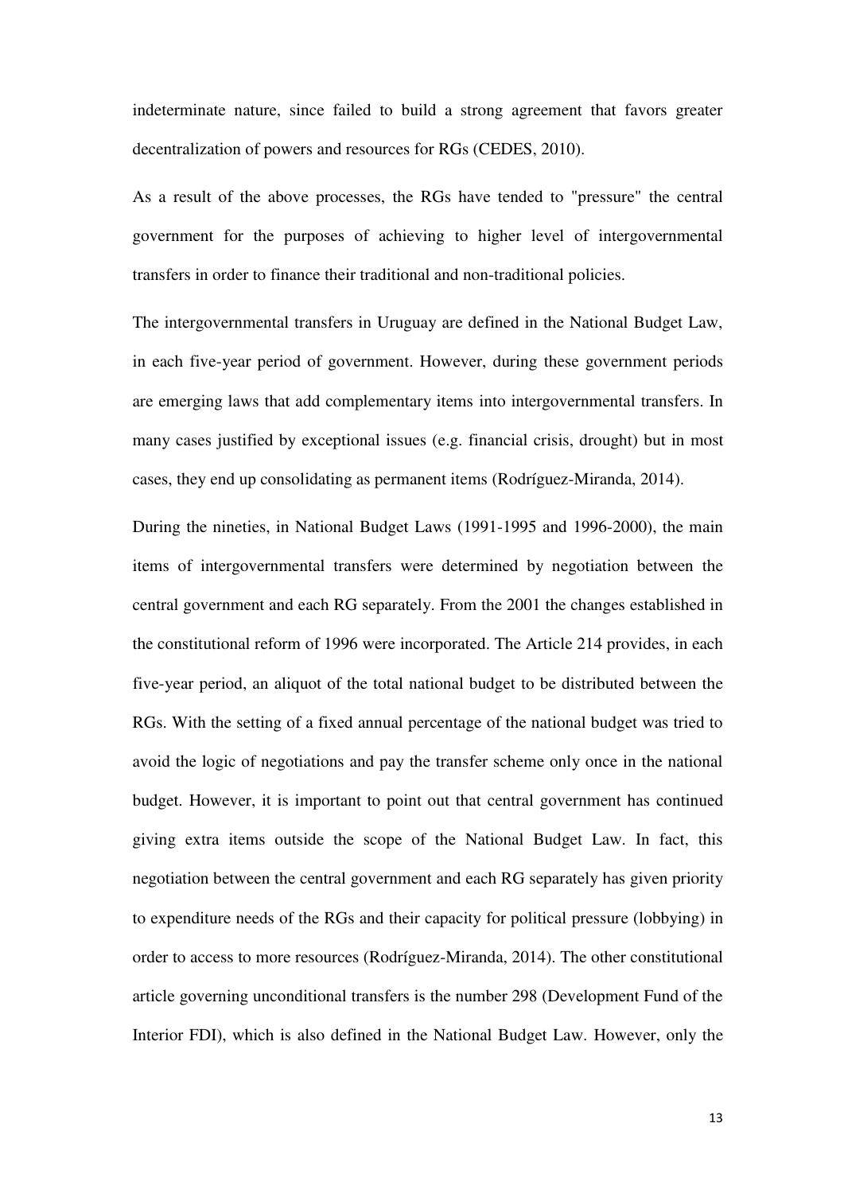indeterminate nature, since failed to build a strong agreement that favors greater decentralization of powers and resources for RGs (CEDES, 2010).

As a result of the above processes, the RGs have tended to "pressure" the central government for the purposes of achieving to higher level of intergovernmental transfers in order to finance their traditional and non-traditional policies.

The intergovernmental transfers in Uruguay are defined in the National Budget Law, in each five-year period of government. However, during these government periods are emerging laws that add complementary items into intergovernmental transfers. In many cases justified by exceptional issues (e.g. financial crisis, drought) but in most cases, they end up consolidating as permanent items (Rodríguez-Miranda, 2014).

During the nineties, in National Budget Laws (1991-1995 and 1996-2000), the main items of intergovernmental transfers were determined by negotiation between the central government and each RG separately. From the 2001 the changes established in the constitutional reform of 1996 were incorporated. The Article 214 provides, in each five-year period, an aliquot of the total national budget to be distributed between the RGs. With the setting of a fixed annual percentage of the national budget was tried to avoid the logic of negotiations and pay the transfer scheme only once in the national budget. However, it is important to point out that central government has continued giving extra items outside the scope of the National Budget Law. In fact, this negotiation between the central government and each RG separately has given priority to expenditure needs of the RGs and their capacity for political pressure (lobbying) in order to access to more resources (Rodríguez-Miranda, 2014). The other constitutional article governing unconditional transfers is the number 298 (Development Fund of the Interior FDI), which is also defined in the National Budget Law. However, only the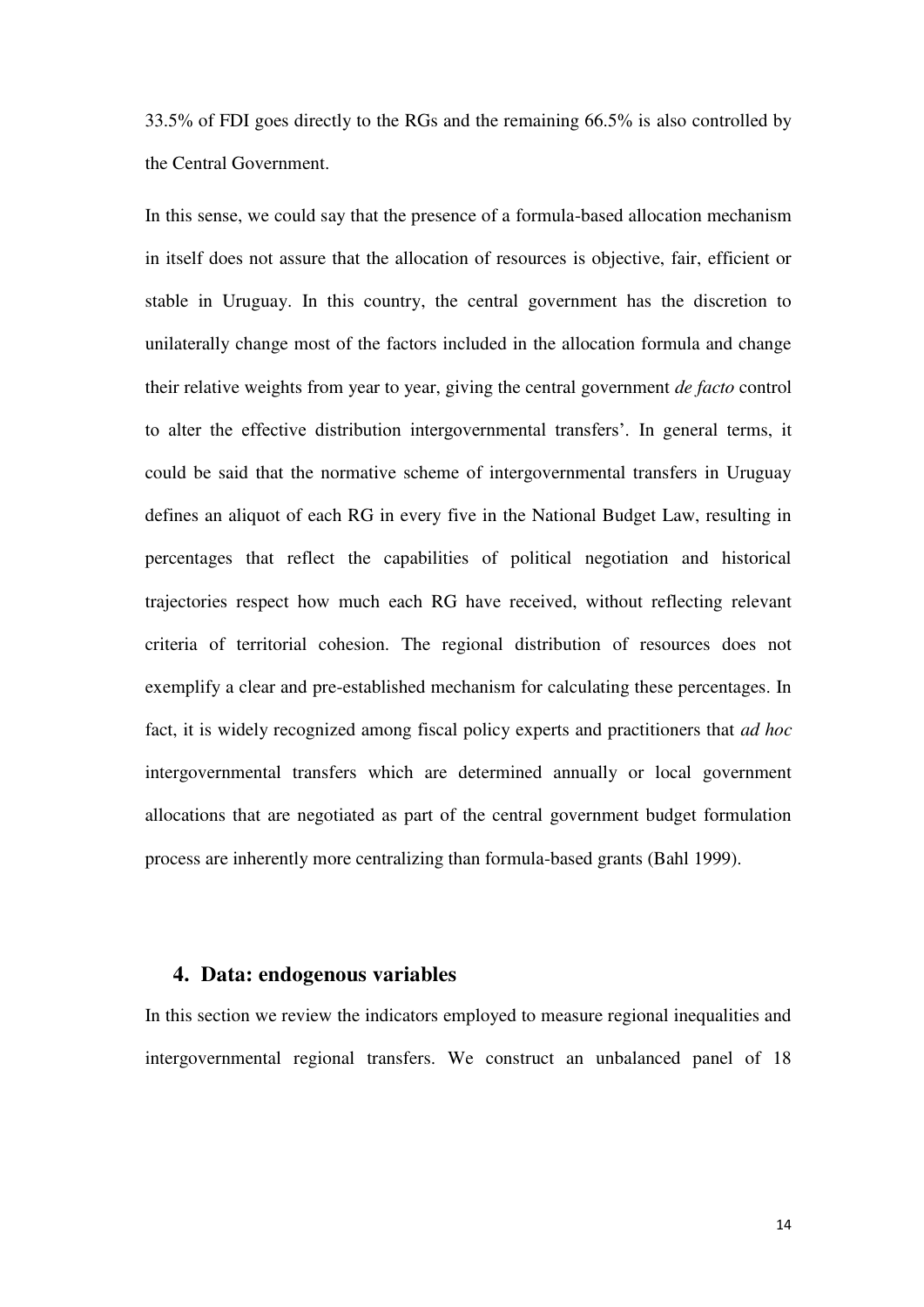33.5% of FDI goes directly to the RGs and the remaining 66.5% is also controlled by the Central Government.

In this sense, we could say that the presence of a formula-based allocation mechanism in itself does not assure that the allocation of resources is objective, fair, efficient or stable in Uruguay. In this country, the central government has the discretion to unilaterally change most of the factors included in the allocation formula and change their relative weights from year to year, giving the central government *de facto* control to alter the effective distribution intergovernmental transfers'. In general terms, it could be said that the normative scheme of intergovernmental transfers in Uruguay defines an aliquot of each RG in every five in the National Budget Law, resulting in percentages that reflect the capabilities of political negotiation and historical trajectories respect how much each RG have received, without reflecting relevant criteria of territorial cohesion. The regional distribution of resources does not exemplify a clear and pre-established mechanism for calculating these percentages. In fact, it is widely recognized among fiscal policy experts and practitioners that *ad hoc* intergovernmental transfers which are determined annually or local government allocations that are negotiated as part of the central government budget formulation process are inherently more centralizing than formula-based grants (Bahl 1999).

## 4. Data: endogenous variables

In this section we review the indicators employed to measure regional inequalities and intergovernmental regional transfers. We construct an unbalanced panel of 18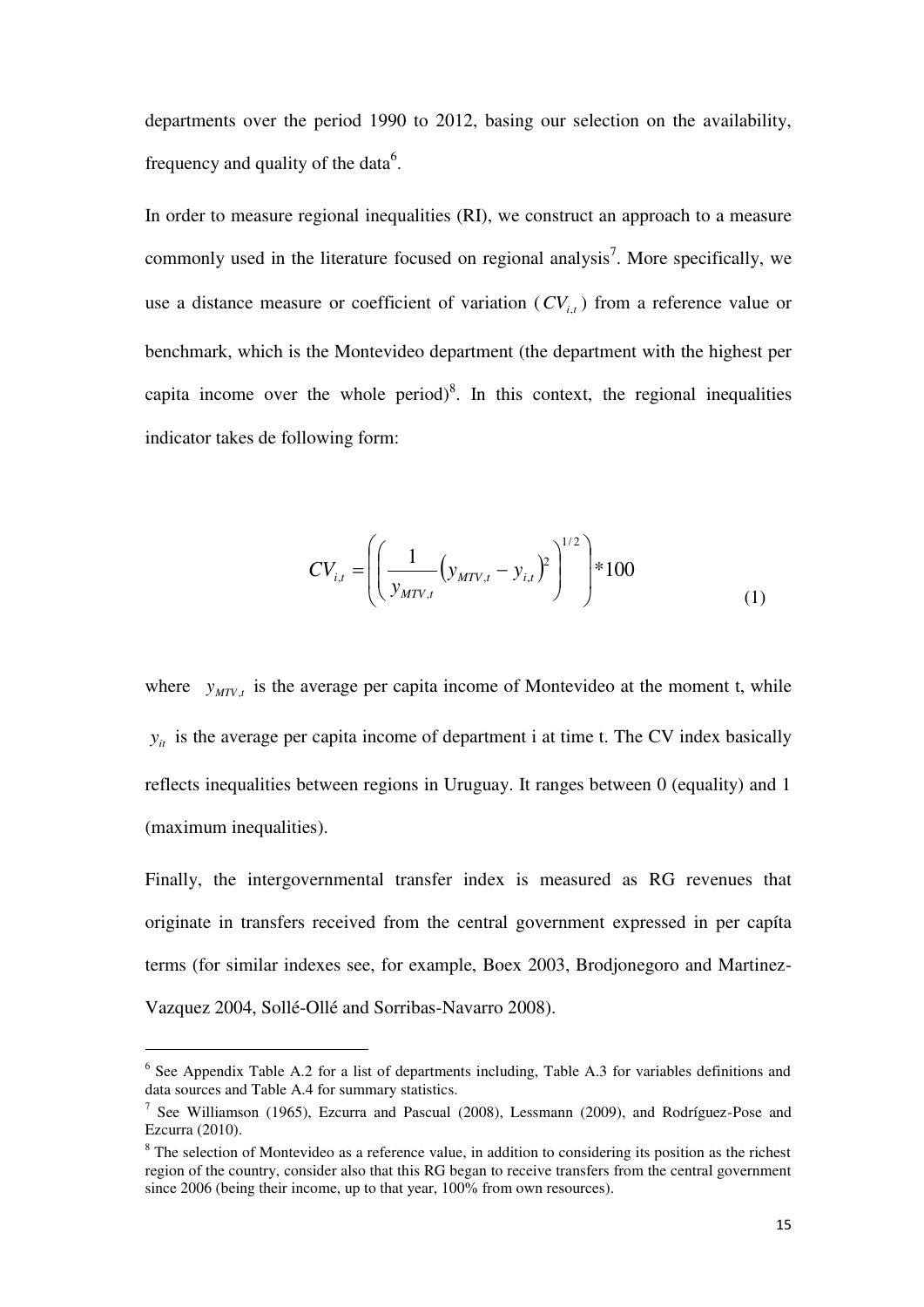departments over the period 1990 to 2012, basing our selection on the availability, frequency and quality of the data[6].

In order to measure regional inequalities (RI), we construct an approach to a measure commonly used in the literature focused on regional analysis[7]. More specifically, we use a distance measure or coefficient of variation ($CV_{i,t}$) from a reference value or benchmark, which is the Montevideo department (the department with the highest per capita income over the whole period)[8]. In this context, the regional inequalities indicator takes de following form:

$$CV_{i,t} = \left( \left( \frac{1}{y_{MTV,t}} \left( y_{MTV,t} - y_{i,t} \right)^2 \right)^{1/2} \right) * 100 \tag{1}$$

where $y_{MTV,t}$ is the average per capita income of Montevideo at the moment t, while $y_{it}$ is the average per capita income of department i at time t. The CV index basically reflects inequalities between regions in Uruguay. It ranges between 0 (equality) and 1 (maximum inequalities).

Finally, the intergovernmental transfer index is measured as RG revenues that originate in transfers received from the central government expressed in per capíta terms (for similar indexes see, for example, Boex 2003, Brodjonegoro and Martinez-Vazquez 2004, Sollé-Ollé and Sorribas-Navarro 2008).

---

[6] See Appendix Table A.2 for a list of departments including, Table A.3 for variables definitions and data sources and Table A.4 for summary statistics.

[7] See Williamson (1965), Ezcurra and Pascual (2008), Lessmann (2009), and Rodríguez-Pose and Ezcurra (2010).

[8] The selection of Montevideo as a reference value, in addition to considering its position as the richest region of the country, consider also that this RG began to receive transfers from the central government since 2006 (being their income, up to that year, 100% from own resources).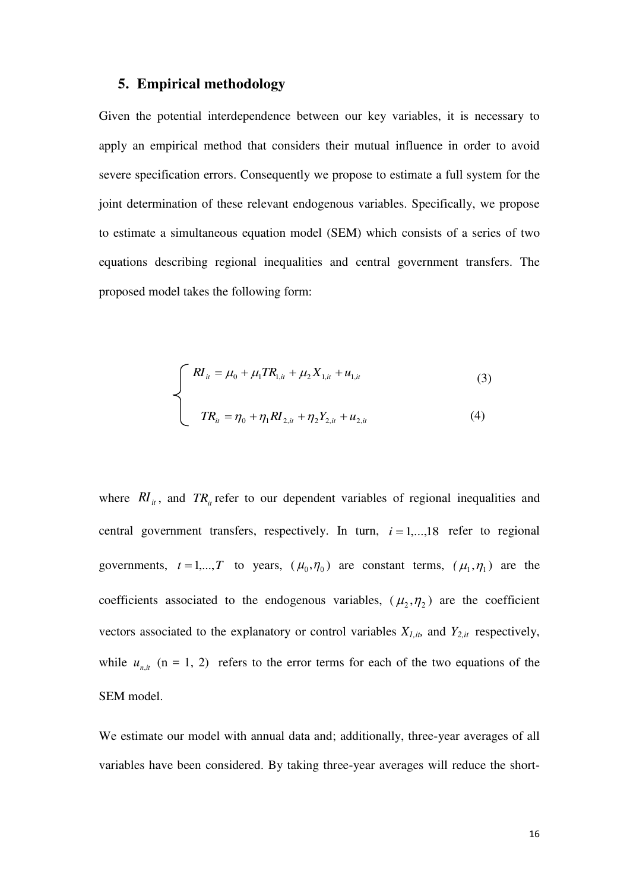## 5. Empirical methodology

Given the potential interdependence between our key variables, it is necessary to apply an empirical method that considers their mutual influence in order to avoid severe specification errors. Consequently we propose to estimate a full system for the joint determination of these relevant endogenous variables. Specifically, we propose to estimate a simultaneous equation model (SEM) which consists of a series of two equations describing regional inequalities and central government transfers. The proposed model takes the following form:

$$
\begin{cases}
RI_{it} = \mu_0 + \mu_1 TR_{1,it} + \mu_2 X_{1,it} + u_{1,it} & (3) \\
TR_{it} = \eta_0 + \eta_1 RI_{2,it} + \eta_2 Y_{2,it} + u_{2,it} & (4)
\end{cases}
$$

where $RI_{it}$, and $TR_{it}$ refer to our dependent variables of regional inequalities and central government transfers, respectively. In turn, $i = 1,...,18$ refer to regional governments, $t = 1,...,T$ to years, $(\mu_0, \eta_0)$ are constant terms, $(\mu_1, \eta_1)$ are the coefficients associated to the endogenous variables, $(\mu_2, \eta_2)$ are the coefficient vectors associated to the explanatory or control variables $X_{1,it}$, and $Y_{2,it}$ respectively, while $u_{n,it}$ (n = 1, 2) refers to the error terms for each of the two equations of the SEM model.

We estimate our model with annual data and; additionally, three-year averages of all variables have been considered. By taking three-year averages will reduce the short-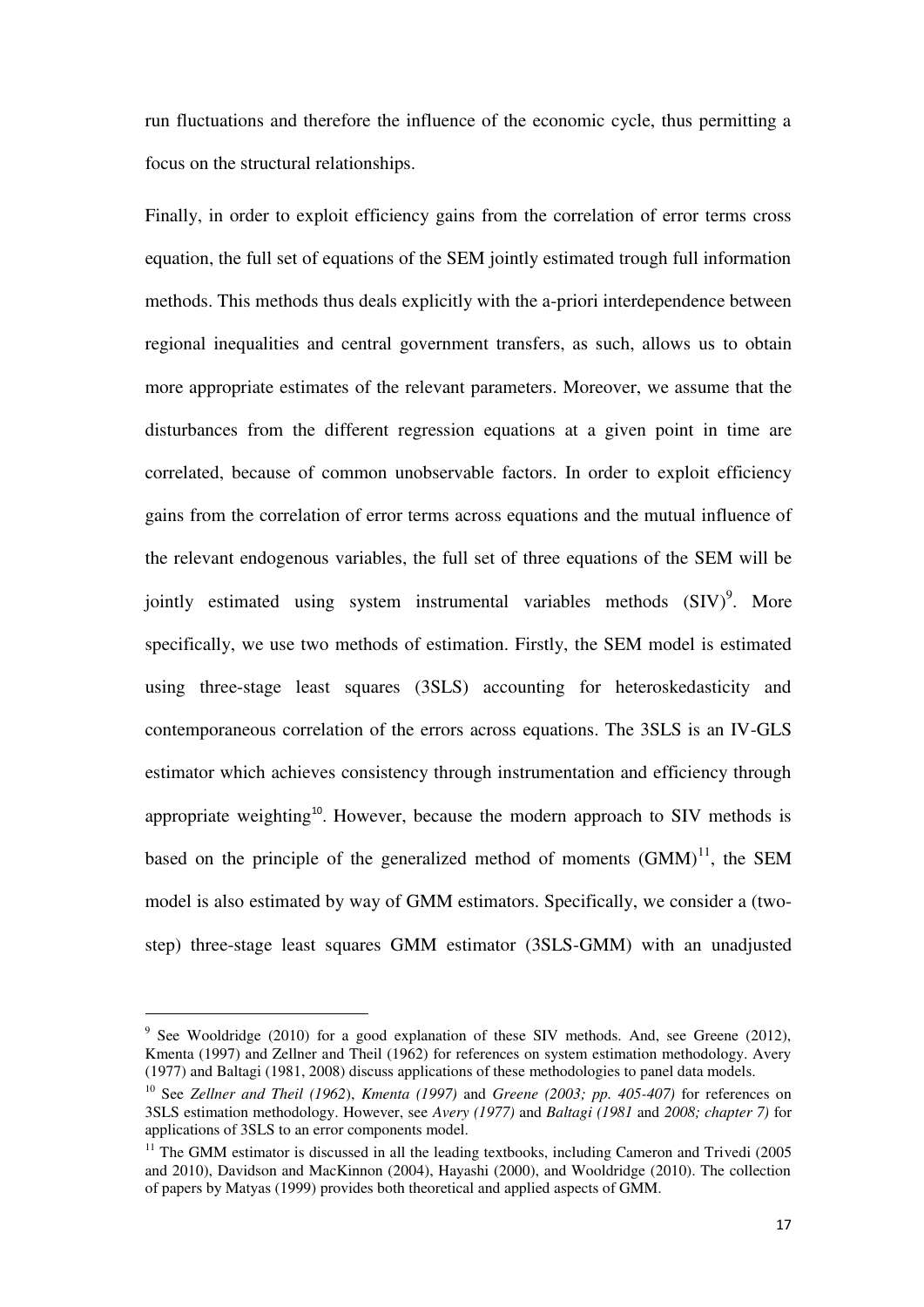run fluctuations and therefore the influence of the economic cycle, thus permitting a focus on the structural relationships.

Finally, in order to exploit efficiency gains from the correlation of error terms cross equation, the full set of equations of the SEM jointly estimated trough full information methods. This methods thus deals explicitly with the a-priori interdependence between regional inequalities and central government transfers, as such, allows us to obtain more appropriate estimates of the relevant parameters. Moreover, we assume that the disturbances from the different regression equations at a given point in time are correlated, because of common unobservable factors. In order to exploit efficiency gains from the correlation of error terms across equations and the mutual influence of the relevant endogenous variables, the full set of three equations of the SEM will be jointly estimated using system instrumental variables methods (SIV)[9]. More specifically, we use two methods of estimation. Firstly, the SEM model is estimated using three-stage least squares (3SLS) accounting for heteroskedasticity and contemporaneous correlation of the errors across equations. The 3SLS is an IV-GLS estimator which achieves consistency through instrumentation and efficiency through appropriate weighting[10]. However, because the modern approach to SIV methods is based on the principle of the generalized method of moments (GMM)[11], the SEM model is also estimated by way of GMM estimators. Specifically, we consider a (two-step) three-stage least squares GMM estimator (3SLS-GMM) with an unadjusted

---

[9] See Wooldridge (2010) for a good explanation of these SIV methods. And, see Greene (2012), Kmenta (1997) and Zellner and Theil (1962) for references on system estimation methodology. Avery (1977) and Baltagi (1981, 2008) discuss applications of these methodologies to panel data models.

[10] See *Zellner and Theil (1962)*, *Kmenta (1997)* and *Greene (2003; pp. 405-407)* for references on 3SLS estimation methodology. However, see *Avery (1977)* and *Baltagi (1981* and *2008; chapter 7)* for applications of 3SLS to an error components model.

[11] The GMM estimator is discussed in all the leading textbooks, including Cameron and Trivedi (2005 and 2010), Davidson and MacKinnon (2004), Hayashi (2000), and Wooldridge (2010). The collection of papers by Matyas (1999) provides both theoretical and applied aspects of GMM.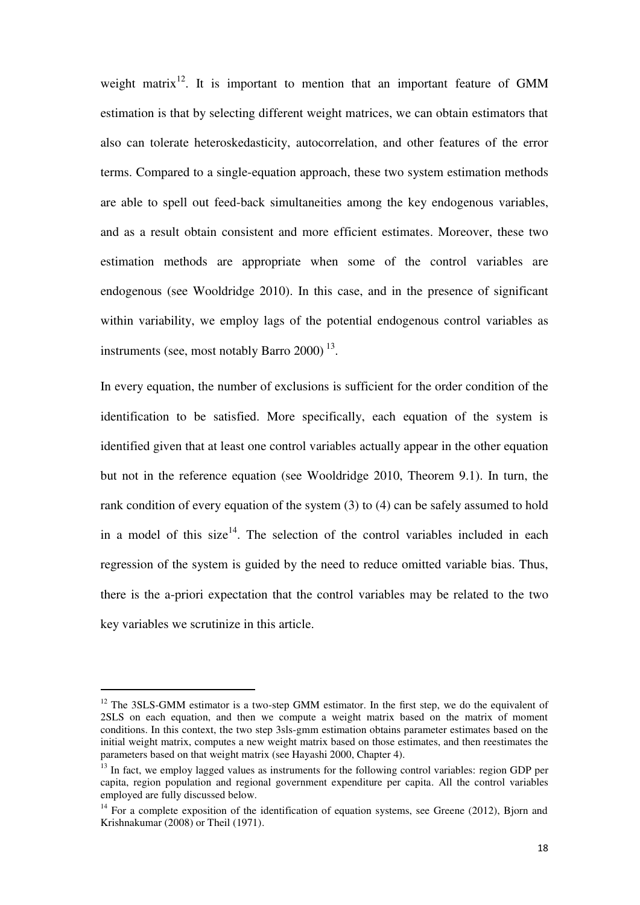weight matrix[12]. It is important to mention that an important feature of GMM estimation is that by selecting different weight matrices, we can obtain estimators that also can tolerate heteroskedasticity, autocorrelation, and other features of the error terms. Compared to a single-equation approach, these two system estimation methods are able to spell out feed-back simultaneities among the key endogenous variables, and as a result obtain consistent and more efficient estimates. Moreover, these two estimation methods are appropriate when some of the control variables are endogenous (see Wooldridge 2010). In this case, and in the presence of significant within variability, we employ lags of the potential endogenous control variables as instruments (see, most notably Barro 2000) [13].

In every equation, the number of exclusions is sufficient for the order condition of the identification to be satisfied. More specifically, each equation of the system is identified given that at least one control variables actually appear in the other equation but not in the reference equation (see Wooldridge 2010, Theorem 9.1). In turn, the rank condition of every equation of the system (3) to (4) can be safely assumed to hold in a model of this size[14]. The selection of the control variables included in each regression of the system is guided by the need to reduce omitted variable bias. Thus, there is the a-priori expectation that the control variables may be related to the two key variables we scrutinize in this article.

---

[12] The 3SLS-GMM estimator is a two-step GMM estimator. In the first step, we do the equivalent of 2SLS on each equation, and then we compute a weight matrix based on the matrix of moment conditions. In this context, the two step 3sls-gmm estimation obtains parameter estimates based on the initial weight matrix, computes a new weight matrix based on those estimates, and then reestimates the parameters based on that weight matrix (see Hayashi 2000, Chapter 4).

[13] In fact, we employ lagged values as instruments for the following control variables: region GDP per capita, region population and regional government expenditure per capita. All the control variables employed are fully discussed below.

[14] For a complete exposition of the identification of equation systems, see Greene (2012), Bjorn and Krishnakumar (2008) or Theil (1971).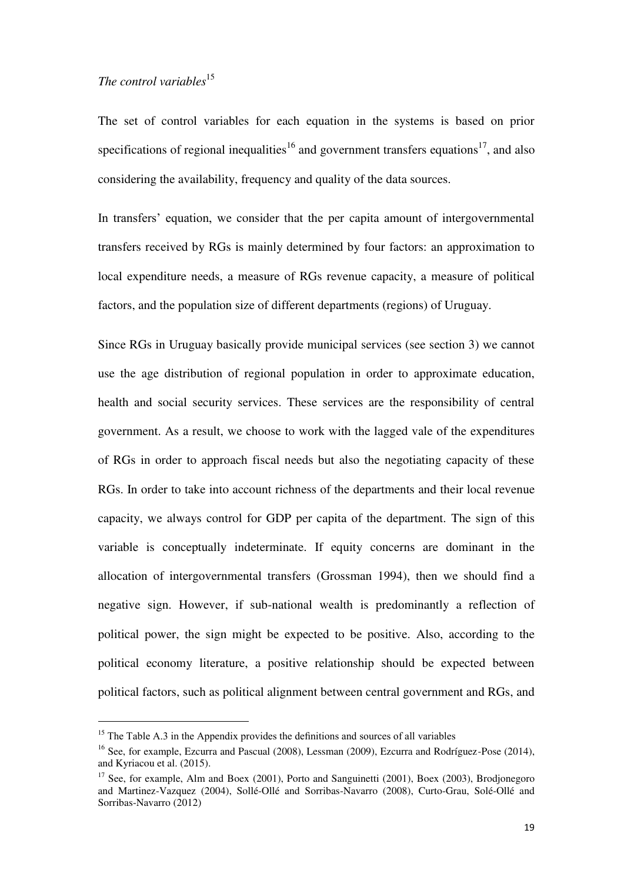*The control variables*[15]

The set of control variables for each equation in the systems is based on prior specifications of regional inequalities[16] and government transfers equations[17], and also considering the availability, frequency and quality of the data sources.

In transfers' equation, we consider that the per capita amount of intergovernmental transfers received by RGs is mainly determined by four factors: an approximation to local expenditure needs, a measure of RGs revenue capacity, a measure of political factors, and the population size of different departments (regions) of Uruguay.

Since RGs in Uruguay basically provide municipal services (see section 3) we cannot use the age distribution of regional population in order to approximate education, health and social security services. These services are the responsibility of central government. As a result, we choose to work with the lagged vale of the expenditures of RGs in order to approach fiscal needs but also the negotiating capacity of these RGs. In order to take into account richness of the departments and their local revenue capacity, we always control for GDP per capita of the department. The sign of this variable is conceptually indeterminate. If equity concerns are dominant in the allocation of intergovernmental transfers (Grossman 1994), then we should find a negative sign. However, if sub-national wealth is predominantly a reflection of political power, the sign might be expected to be positive. Also, according to the political economy literature, a positive relationship should be expected between political factors, such as political alignment between central government and RGs, and

---

[15] The Table A.3 in the Appendix provides the definitions and sources of all variables

[16] See, for example, Ezcurra and Pascual (2008), Lessman (2009), Ezcurra and Rodríguez-Pose (2014), and Kyriacou et al. (2015).

[17] See, for example, Alm and Boex (2001), Porto and Sanguinetti (2001), Boex (2003), Brodjonegoro and Martinez-Vazquez (2004), Sollé-Ollé and Sorribas-Navarro (2008), Curto-Grau, Solé-Ollé and Sorribas-Navarro (2012)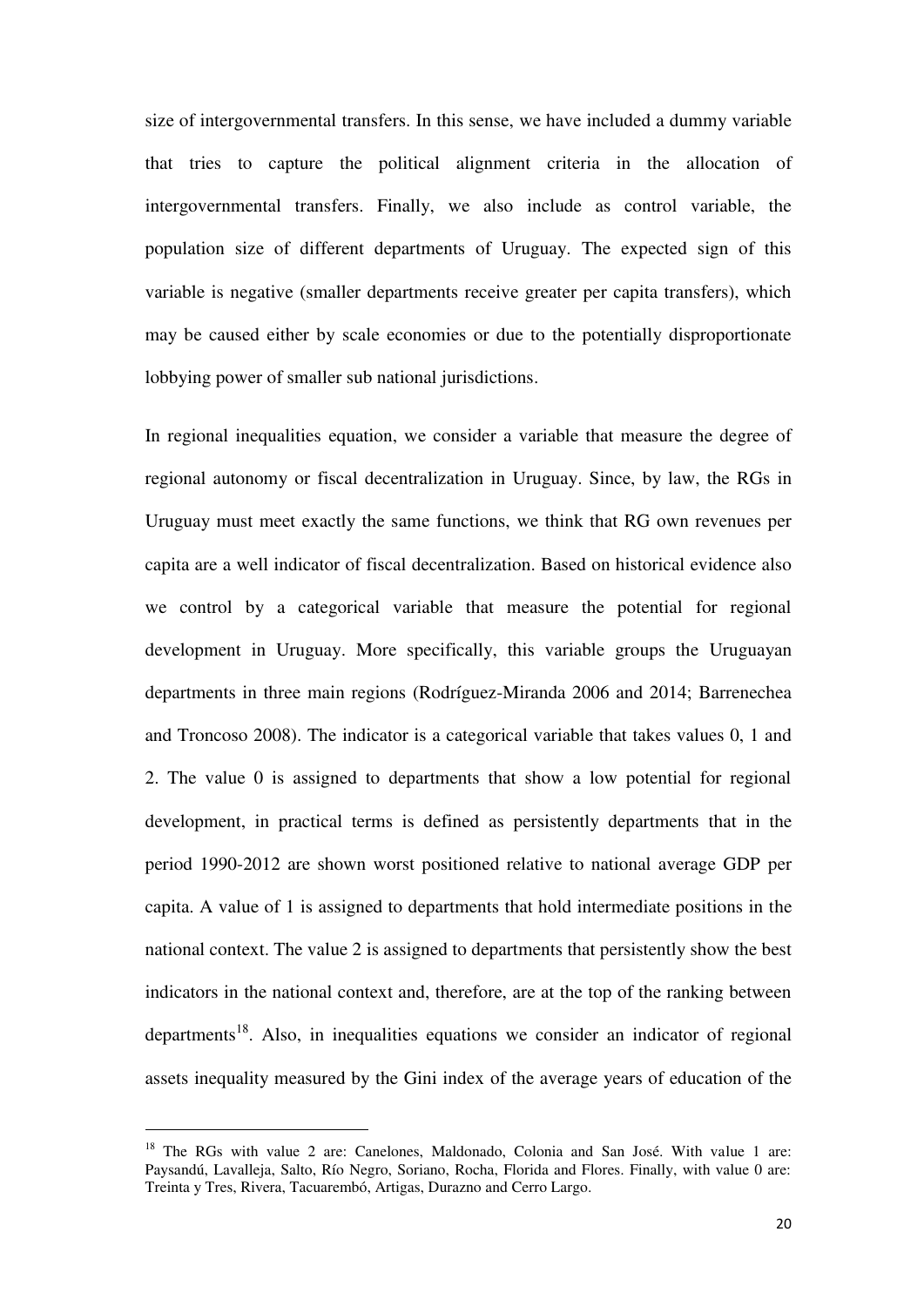size of intergovernmental transfers. In this sense, we have included a dummy variable that tries to capture the political alignment criteria in the allocation of intergovernmental transfers. Finally, we also include as control variable, the population size of different departments of Uruguay. The expected sign of this variable is negative (smaller departments receive greater per capita transfers), which may be caused either by scale economies or due to the potentially disproportionate lobbying power of smaller sub national jurisdictions.

In regional inequalities equation, we consider a variable that measure the degree of regional autonomy or fiscal decentralization in Uruguay. Since, by law, the RGs in Uruguay must meet exactly the same functions, we think that RG own revenues per capita are a well indicator of fiscal decentralization. Based on historical evidence also we control by a categorical variable that measure the potential for regional development in Uruguay. More specifically, this variable groups the Uruguayan departments in three main regions (Rodríguez-Miranda 2006 and 2014; Barrenechea and Troncoso 2008). The indicator is a categorical variable that takes values 0, 1 and 2. The value 0 is assigned to departments that show a low potential for regional development, in practical terms is defined as persistently departments that in the period 1990-2012 are shown worst positioned relative to national average GDP per capita. A value of 1 is assigned to departments that hold intermediate positions in the national context. The value 2 is assigned to departments that persistently show the best indicators in the national context and, therefore, are at the top of the ranking between departments[18]. Also, in inequalities equations we consider an indicator of regional assets inequality measured by the Gini index of the average years of education of the

[18] The RGs with value 2 are: Canelones, Maldonado, Colonia and San José. With value 1 are: Paysandú, Lavalleja, Salto, Río Negro, Soriano, Rocha, Florida and Flores. Finally, with value 0 are: Treinta y Tres, Rivera, Tacuarembó, Artigas, Durazno and Cerro Largo.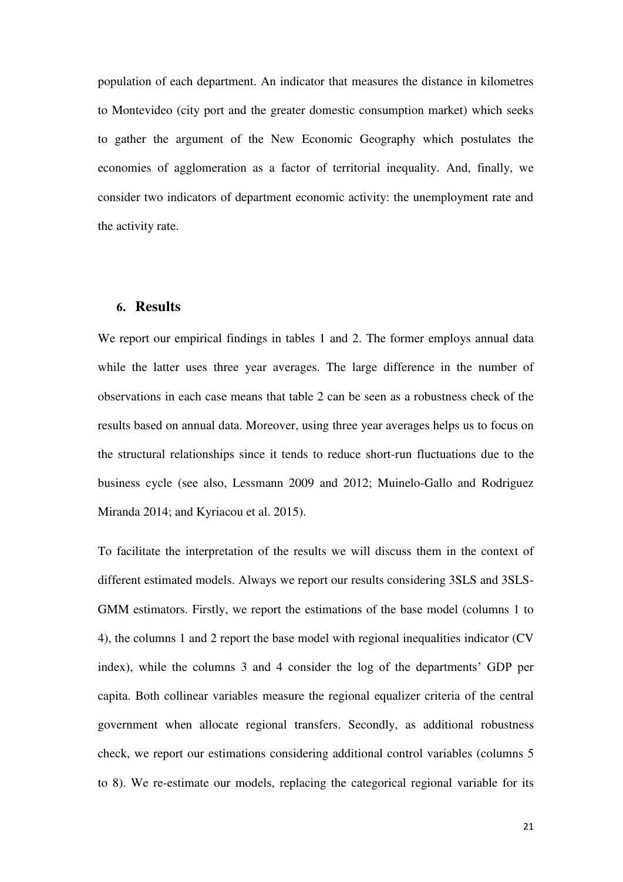population of each department. An indicator that measures the distance in kilometres to Montevideo (city port and the greater domestic consumption market) which seeks to gather the argument of the New Economic Geography which postulates the economies of agglomeration as a factor of territorial inequality. And, finally, we consider two indicators of department economic activity: the unemployment rate and the activity rate.

## 6. Results

We report our empirical findings in tables 1 and 2. The former employs annual data while the latter uses three year averages. The large difference in the number of observations in each case means that table 2 can be seen as a robustness check of the results based on annual data. Moreover, using three year averages helps us to focus on the structural relationships since it tends to reduce short-run fluctuations due to the business cycle (see also, Lessmann 2009 and 2012; Muinelo-Gallo and Rodriguez Miranda 2014; and Kyriacou et al. 2015).

To facilitate the interpretation of the results we will discuss them in the context of different estimated models. Always we report our results considering 3SLS and 3SLS-GMM estimators. Firstly, we report the estimations of the base model (columns 1 to 4), the columns 1 and 2 report the base model with regional inequalities indicator (CV index), while the columns 3 and 4 consider the log of the departments' GDP per capita. Both collinear variables measure the regional equalizer criteria of the central government when allocate regional transfers. Secondly, as additional robustness check, we report our estimations considering additional control variables (columns 5 to 8). We re-estimate our models, replacing the categorical regional variable for its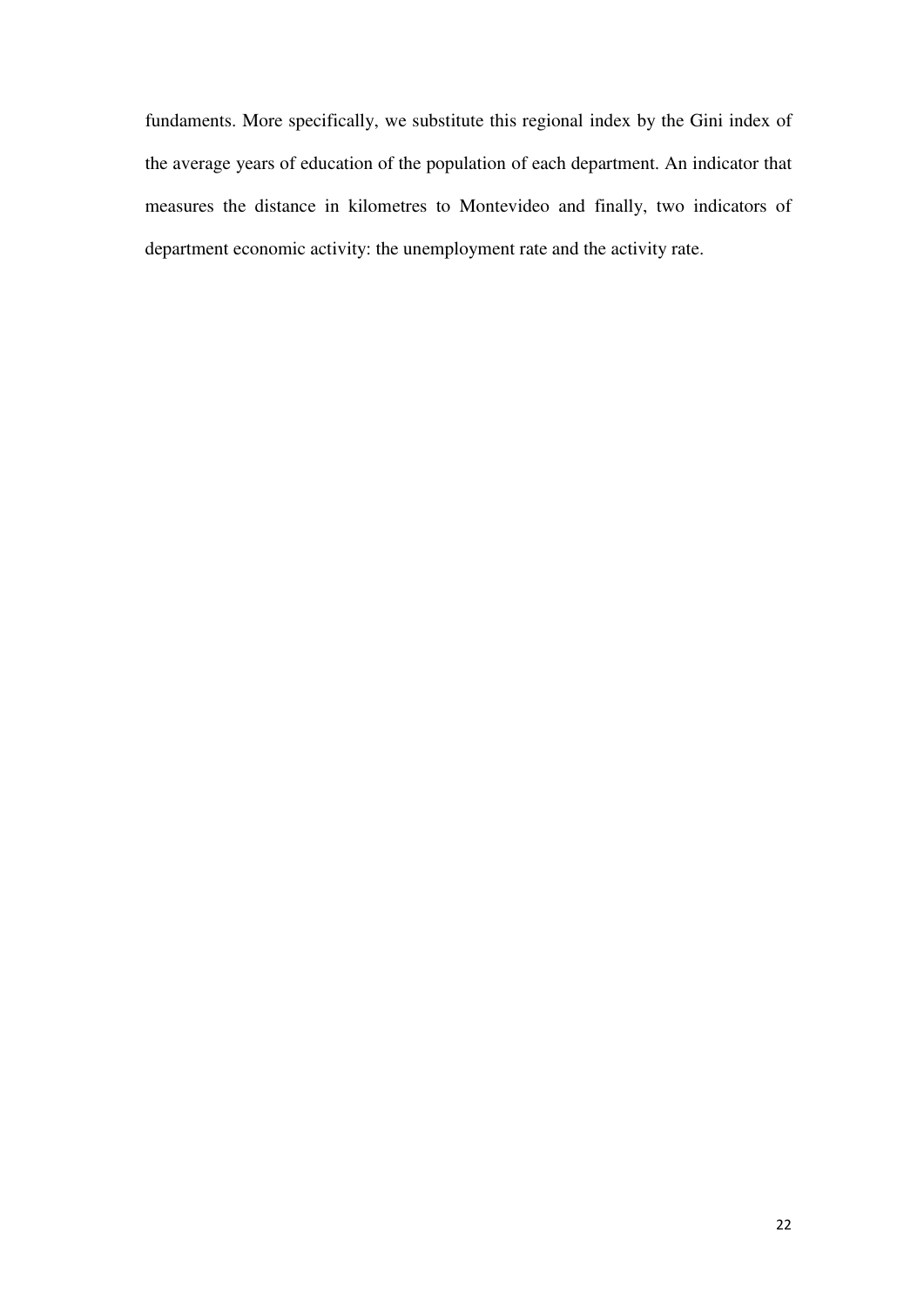fundaments. More specifically, we substitute this regional index by the Gini index of the average years of education of the population of each department. An indicator that measures the distance in kilometres to Montevideo and finally, two indicators of department economic activity: the unemployment rate and the activity rate.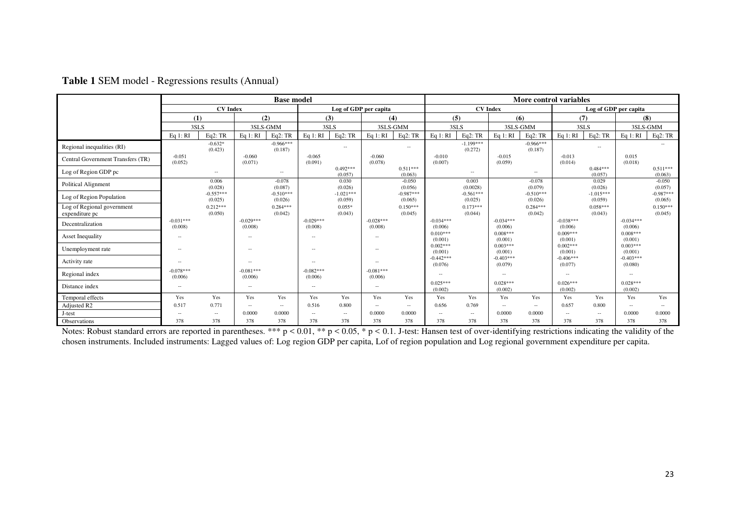**Table 1** SEM model - Regressions results (Annual)

| | Base model | | | | | | | | More control variables | | | | | | | |
|---|---|---|---|---|---|---|---|---|---|---|---|---|---|---|---|---|
| | CV Index | | | | Log of GDP per capita | | | | CV Index | | | | Log of GDP per capita | | | |
| | (1) | | (2) | | (3) | | (4) | | (5) | | (6) | | (7) | | (8) | |
| | 3SLS | | 3SLS-GMM | | 3SLS | | 3SLS-GMM | | 3SLS | | 3SLS-GMM | | 3SLS | | 3SLS-GMM | |
| | Eq 1: RI | Eq2: TR | Eq 1: RI | Eq2: TR | Eq 1: RI | Eq2: TR | Eq 1: RI | Eq2: TR | Eq 1: RI | Eq2: TR | Eq 1: RI | Eq2: TR | Eq 1: RI | Eq2: TR | Eq 1: RI | Eq2: TR |
| Regional inequalities (RI) | | -0.632* (0.423) | | -0.966*** (0.187) | | -- | | -- | | -1.199*** (0.272) | | -0.966*** (0.187) | | -- | | -- |
| Central Government Transfers (TR) | -0.051 (0.052) | | -0.060 (0.071) | | -0.065 (0.091) | | -0.060 (0.078) | | -0.010 (0.007) | | -0.015 (0.059) | | -0.013 (0.014) | | 0.015 (0.018) | |
| Log of Region GDP pc | | -- | | -- | | 0.492*** (0.057) | | 0.511*** (0.063) | | -- | | -- | | 0.484*** (0.057) | | 0.511*** (0.063) |
| Political Alignment | | 0.006 (0.028) | | -0.078 (0.087) | | 0.030 (0.026) | | -0.050 (0.056) | | 0.003 (0.0028) | | -0.078 (0.079) | | 0.029 (0.026) | | -0.050 (0.057) |
| Log of Region Population | | -0.557*** (0.025) | | -0.510*** (0.026) | | -1.021*** (0.059) | | -0.987*** (0.065) | | -0.561*** (0.025) | | -0.510*** (0.026) | | -1.015*** (0.059) | | -0.987*** (0.065) |
| Log of Regional government expenditure pc | | 0.212*** (0.050) | | 0.284*** (0.042) | | 0.055* (0.043) | | 0.150*** (0.045) | | 0.173*** (0.044) | | 0.284*** (0.042) | | 0.058*** (0.043) | | 0.150*** (0.045) |
| Decentralization | -0.031*** (0.008) | | -0.029*** (0.008) | | -0.029*** (0.008) | | -0.028*** (0.008) | | -0.034*** (0.006) | | -0.034*** (0.006) | | -0.038*** (0.006) | | -0.034*** (0.006) | |
| Asset Inequality | -- | | -- | | -- | | -- | | 0.010*** (0.001) | | 0.008*** (0.001) | | 0.009*** (0.001) | | 0.008*** (0.001) | |
| Unemployment rate | -- | | -- | | -- | | -- | | 0.002*** (0.001) | | 0.003*** (0.001) | | 0.002*** (0.001) | | 0.003*** (0.001) | |
| Activity rate | -- | | -- | | -- | | -- | | -0.442*** (0.076) | | -0.403*** (0.079) | | -0.406*** (0.077) | | -0.403*** (0.080) | |
| Regional index | -0.078*** (0.006) | | -0.081*** (0.006) | | -0.082*** (0.006) | | -0.081*** (0.006) | | -- | | -- | | -- | | -- | |
| Distance index | -- | | -- | | -- | | -- | | 0.025*** (0.002) | | 0.028*** (0.002) | | 0.026*** (0.002) | | 0.028*** (0.002) | |
| Temporal effects | Yes | Yes | Yes | Yes | Yes | Yes | Yes | Yes | Yes | Yes | Yes | Yes | Yes | Yes | Yes | Yes |
| Adjusted R2 | 0.517 | 0.771 | -- | -- | 0.516 | 0.800 | -- | -- | 0.656 | 0.769 | -- | -- | 0.657 | 0.800 | -- | -- |
| J-test | -- | -- | 0.0000 | 0.0000 | -- | -- | 0.0000 | 0.0000 | -- | -- | 0.0000 | 0.0000 | -- | -- | 0.0000 | 0.0000 |
| Observations | 378 | 378 | 378 | 378 | 378 | 378 | 378 | 378 | 378 | 378 | 378 | 378 | 378 | 378 | 378 | 378 |

Notes: Robust standard errors are reported in parentheses. *** $p < 0.01$, ** $p < 0.05$, * $p < 0.1$. J-test: Hansen test of over-identifying restrictions indicating the validity of the chosen instruments. Included instruments: Lagged values of: Log region GDP per capita, Lof of region population and Log regional government expenditure per capita.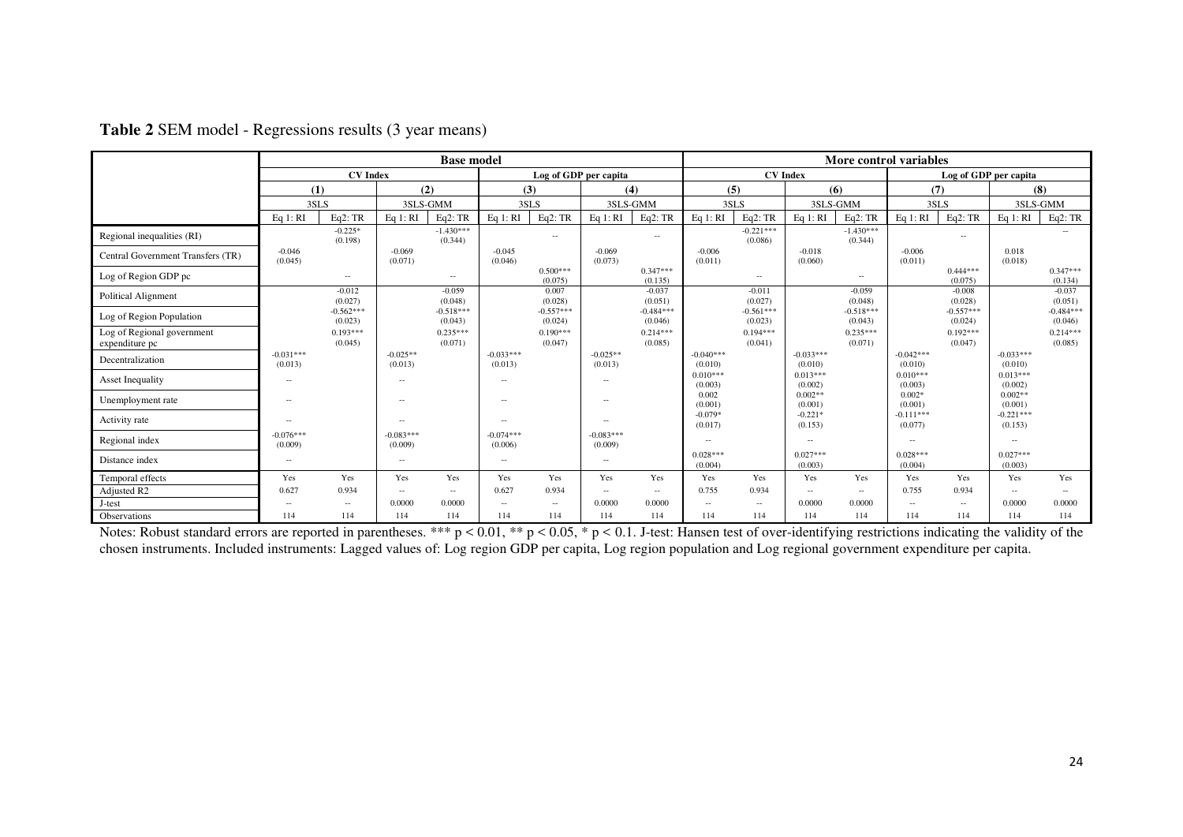**Table 2** SEM model - Regressions results (3 year means)

| | Base model | | | | | | | | More control variables | | | | | | | |
|---|---|---|---|---|---|---|---|---|---|---|---|---|---|---|---|---|
| | CV Index | | | | Log of GDP per capita | | | | CV Index | | | | Log of GDP per capita | | | |
| | (1) | | (2) | | (3) | | (4) | | (5) | | (6) | | (7) | | (8) | |
| | 3SLS | | 3SLS-GMM | | 3SLS | | 3SLS-GMM | | 3SLS | | 3SLS-GMM | | 3SLS | | 3SLS-GMM | |
| | Eq 1: RI | Eq2: TR | Eq 1: RI | Eq2: TR | Eq 1: RI | Eq2: TR | Eq 1: RI | Eq2: TR | Eq 1: RI | Eq2: TR | Eq 1: RI | Eq2: TR | Eq 1: RI | Eq2: TR | Eq 1: RI | Eq2: TR |
| Regional inequalities (RI) | | -0.225* (0.198) | | -1.430*** (0.344) | | -- | | -- | | -0.221*** (0.086) | | -1.430*** (0.344) | | -- | | -- |
| Central Government Transfers (TR) | -0.046 (0.045) | | -0.069 (0.071) | | -0.045 (0.046) | | -0.069 (0.073) | | -0.006 (0.011) | | -0.018 (0.060) | | -0.006 (0.011) | | 0.018 (0.018) | |
| Log of Region GDP pc | | -- | | -- | | 0.500*** (0.075) | | 0.347*** (0.135) | | -- | | -- | | 0.444*** (0.075) | | 0.347*** (0.134) |
| Political Alignment | | -0.012 (0.027) | | -0.059 (0.048) | | 0.007 (0.028) | | -0.037 (0.051) | | -0.011 (0.027) | | -0.059 (0.048) | | -0.008 (0.028) | | -0.037 (0.051) |
| Log of Region Population | | -0.562*** (0.023) | | -0.518*** (0.043) | | -0.557*** (0.024) | | -0.484*** (0.046) | | -0.561*** (0.023) | | -0.518*** (0.043) | | -0.557*** (0.024) | | -0.484*** (0.046) |
| Log of Regional government expenditure pc | | 0.193*** (0.045) | | 0.235*** (0.071) | | 0.190*** (0.047) | | 0.214*** (0.085) | | 0.194*** (0.041) | | 0.235*** (0.071) | | 0.192*** (0.047) | | 0.214*** (0.085) |
| Decentralization | -0.031*** (0.013) | | -0.025** (0.013) | | -0.033*** (0.013) | | -0.025** (0.013) | | -0.040*** (0.010) | | -0.033*** (0.010) | | -0.042*** (0.010) | | -0.033*** (0.010) | |
| Asset Inequality | -- | | -- | | -- | | -- | | 0.010*** (0.003) | | 0.013*** (0.002) | | 0.010*** (0.003) | | 0.013*** (0.002) | |
| Unemployment rate | -- | | -- | | -- | | -- | | 0.002 (0.001) | | 0.002** (0.001) | | 0.002* (0.001) | | 0.002** (0.001) | |
| Activity rate | -- | | -- | | -- | | -- | | -0.079* (0.017) | | -0.221* (0.153) | | -0.111*** (0.077) | | -0.221*** (0.153) | |
| Regional index | -0.076*** (0.009) | | -0.083*** (0.009) | | -0.074*** (0.006) | | -0.083*** (0.009) | | -- | | -- | | -- | | -- | |
| Distance index | -- | | -- | | -- | | -- | | 0.028*** (0.004) | | 0.027*** (0.003) | | 0.028*** (0.004) | | 0.027*** (0.003) | |
| Temporal effects | Yes | Yes | Yes | Yes | Yes | Yes | Yes | Yes | Yes | Yes | Yes | Yes | Yes | Yes | Yes | Yes |
| Adjusted R2 | 0.627 | 0.934 | -- | -- | 0.627 | 0.934 | -- | -- | 0.755 | 0.934 | -- | -- | 0.755 | 0.934 | -- | -- |
| J-test | -- | -- | 0.0000 | 0.0000 | -- | -- | 0.0000 | 0.0000 | -- | -- | 0.0000 | 0.0000 | -- | -- | 0.0000 | 0.0000 |
| Observations | 114 | 114 | 114 | 114 | 114 | 114 | 114 | 114 | 114 | 114 | 114 | 114 | 114 | 114 | 114 | 114 |

Notes: Robust standard errors are reported in parentheses. *** $p < 0.01$, ** $p < 0.05$, * $p < 0.1$. J-test: Hansen test of over-identifying restrictions indicating the validity of the chosen instruments. Included instruments: Lagged values of: Log region GDP per capita, Log region population and Log regional government expenditure per capita.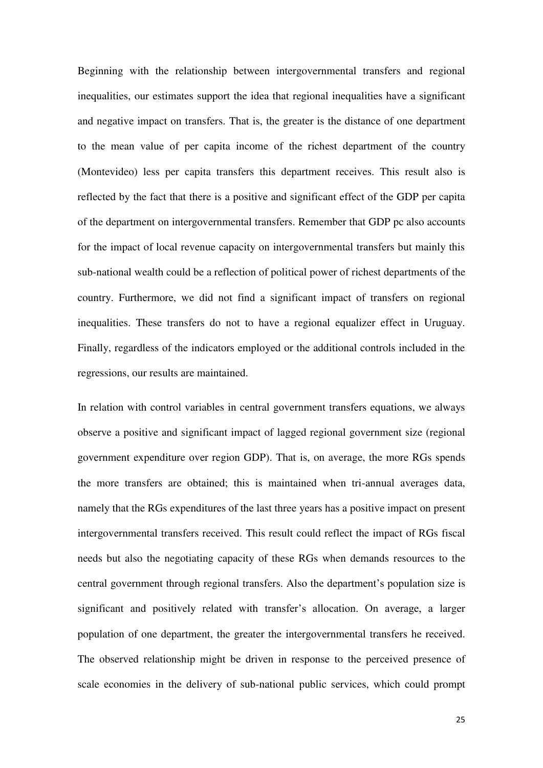Beginning with the relationship between intergovernmental transfers and regional inequalities, our estimates support the idea that regional inequalities have a significant and negative impact on transfers. That is, the greater is the distance of one department to the mean value of per capita income of the richest department of the country (Montevideo) less per capita transfers this department receives. This result also is reflected by the fact that there is a positive and significant effect of the GDP per capita of the department on intergovernmental transfers. Remember that GDP pc also accounts for the impact of local revenue capacity on intergovernmental transfers but mainly this sub-national wealth could be a reflection of political power of richest departments of the country. Furthermore, we did not find a significant impact of transfers on regional inequalities. These transfers do not to have a regional equalizer effect in Uruguay. Finally, regardless of the indicators employed or the additional controls included in the regressions, our results are maintained.

In relation with control variables in central government transfers equations, we always observe a positive and significant impact of lagged regional government size (regional government expenditure over region GDP). That is, on average, the more RGs spends the more transfers are obtained; this is maintained when tri-annual averages data, namely that the RGs expenditures of the last three years has a positive impact on present intergovernmental transfers received. This result could reflect the impact of RGs fiscal needs but also the negotiating capacity of these RGs when demands resources to the central government through regional transfers. Also the department's population size is significant and positively related with transfer's allocation. On average, a larger population of one department, the greater the intergovernmental transfers he received. The observed relationship might be driven in response to the perceived presence of scale economies in the delivery of sub-national public services, which could prompt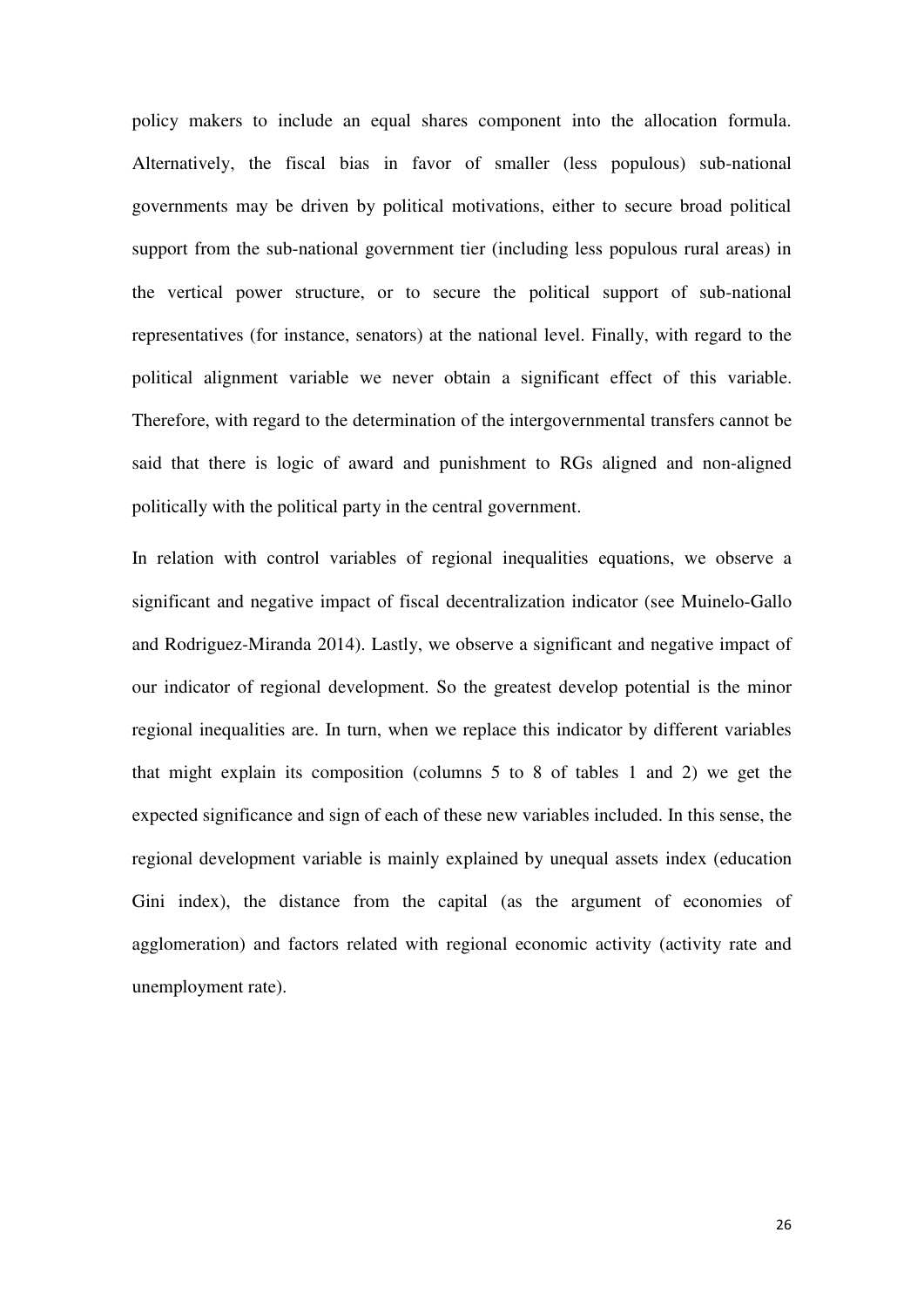policy makers to include an equal shares component into the allocation formula. Alternatively, the fiscal bias in favor of smaller (less populous) sub-national governments may be driven by political motivations, either to secure broad political support from the sub-national government tier (including less populous rural areas) in the vertical power structure, or to secure the political support of sub-national representatives (for instance, senators) at the national level. Finally, with regard to the political alignment variable we never obtain a significant effect of this variable. Therefore, with regard to the determination of the intergovernmental transfers cannot be said that there is logic of award and punishment to RGs aligned and non-aligned politically with the political party in the central government.

In relation with control variables of regional inequalities equations, we observe a significant and negative impact of fiscal decentralization indicator (see Muinelo-Gallo and Rodriguez-Miranda 2014). Lastly, we observe a significant and negative impact of our indicator of regional development. So the greatest develop potential is the minor regional inequalities are. In turn, when we replace this indicator by different variables that might explain its composition (columns 5 to 8 of tables 1 and 2) we get the expected significance and sign of each of these new variables included. In this sense, the regional development variable is mainly explained by unequal assets index (education Gini index), the distance from the capital (as the argument of economies of agglomeration) and factors related with regional economic activity (activity rate and unemployment rate).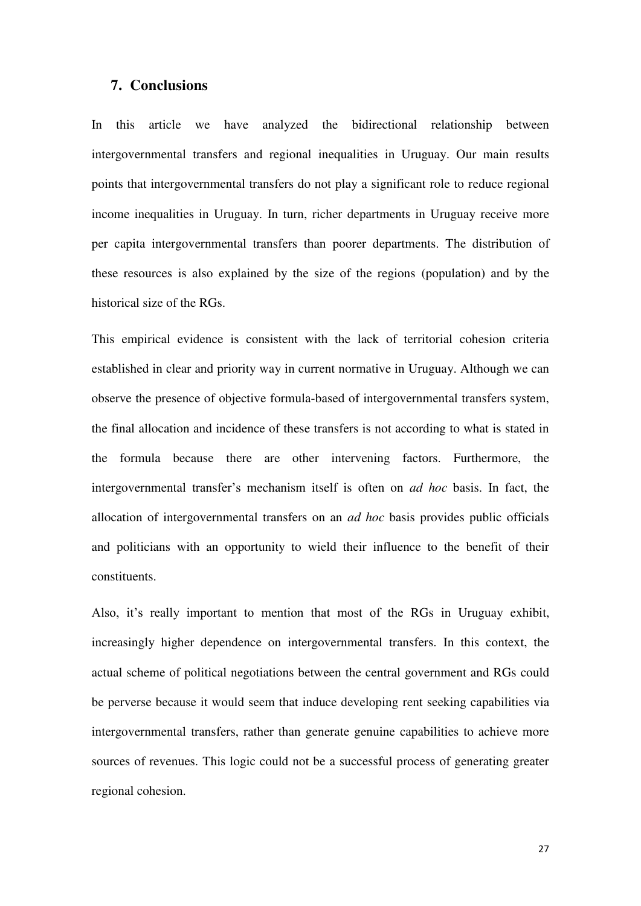## 7. Conclusions

In this article we have analyzed the bidirectional relationship between intergovernmental transfers and regional inequalities in Uruguay. Our main results points that intergovernmental transfers do not play a significant role to reduce regional income inequalities in Uruguay. In turn, richer departments in Uruguay receive more per capita intergovernmental transfers than poorer departments. The distribution of these resources is also explained by the size of the regions (population) and by the historical size of the RGs.

This empirical evidence is consistent with the lack of territorial cohesion criteria established in clear and priority way in current normative in Uruguay. Although we can observe the presence of objective formula-based of intergovernmental transfers system, the final allocation and incidence of these transfers is not according to what is stated in the formula because there are other intervening factors. Furthermore, the intergovernmental transfer's mechanism itself is often on *ad hoc* basis. In fact, the allocation of intergovernmental transfers on an *ad hoc* basis provides public officials and politicians with an opportunity to wield their influence to the benefit of their constituents.

Also, it's really important to mention that most of the RGs in Uruguay exhibit, increasingly higher dependence on intergovernmental transfers. In this context, the actual scheme of political negotiations between the central government and RGs could be perverse because it would seem that induce developing rent seeking capabilities via intergovernmental transfers, rather than generate genuine capabilities to achieve more sources of revenues. This logic could not be a successful process of generating greater regional cohesion.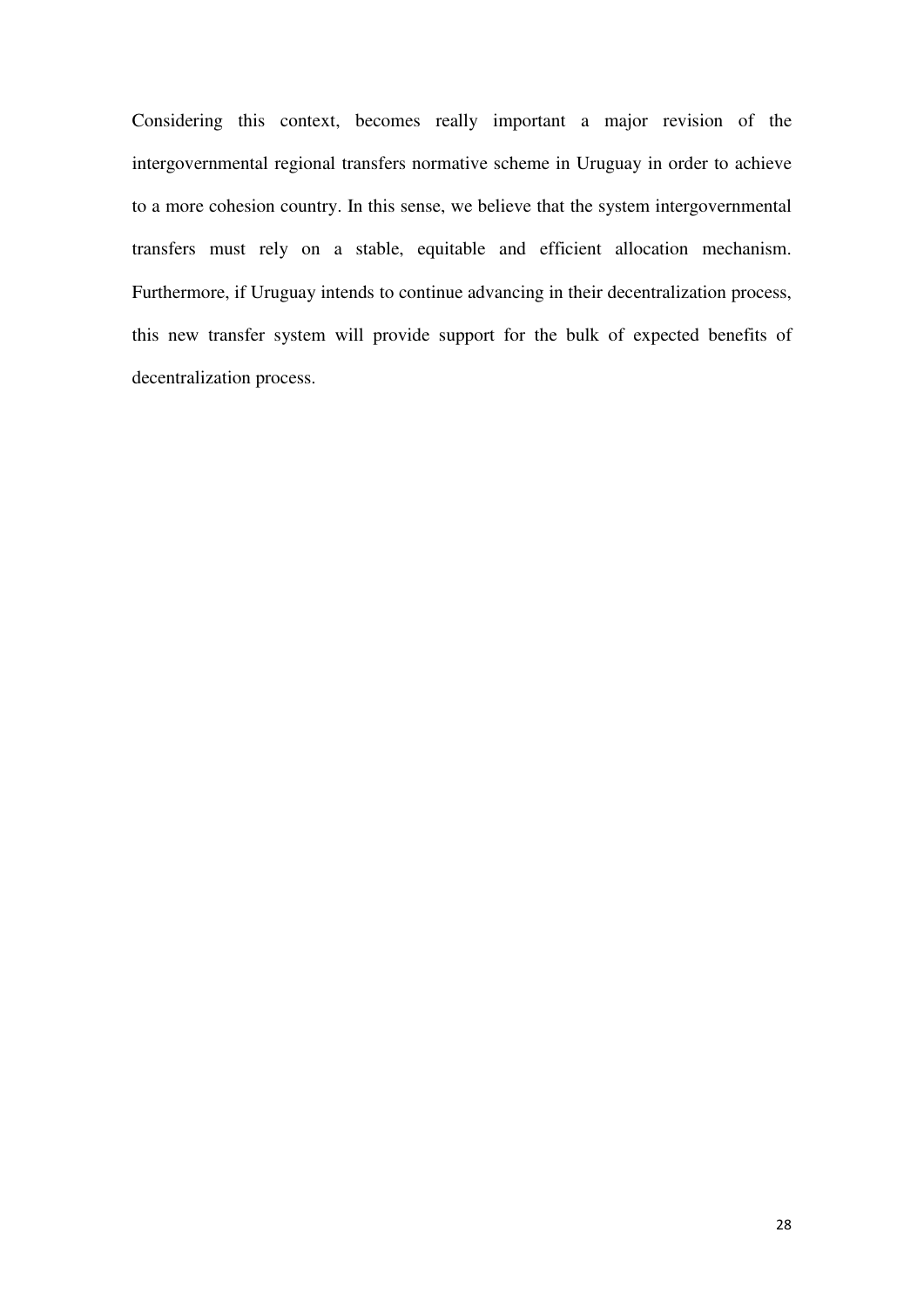Considering this context, becomes really important a major revision of the intergovernmental regional transfers normative scheme in Uruguay in order to achieve to a more cohesion country. In this sense, we believe that the system intergovernmental transfers must rely on a stable, equitable and efficient allocation mechanism. Furthermore, if Uruguay intends to continue advancing in their decentralization process, this new transfer system will provide support for the bulk of expected benefits of decentralization process.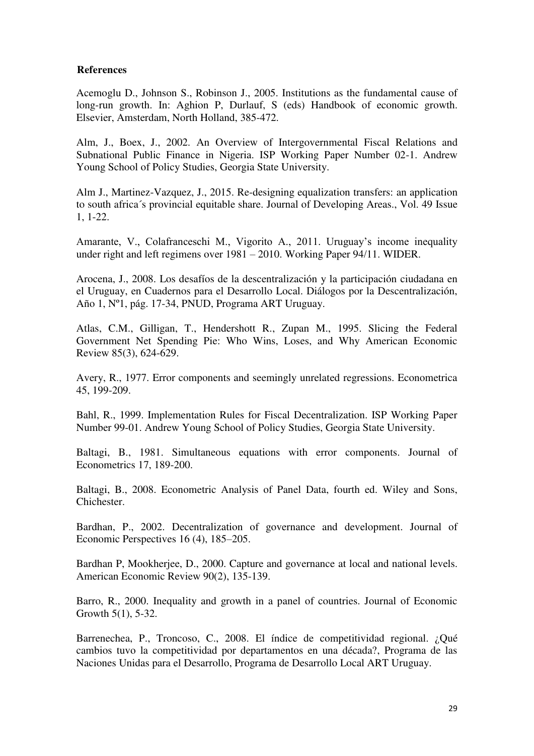## References

Acemoglu D., Johnson S., Robinson J., 2005. Institutions as the fundamental cause of long-run growth. In: Aghion P, Durlauf, S (eds) Handbook of economic growth. Elsevier, Amsterdam, North Holland, 385-472.

Alm, J., Boex, J., 2002. An Overview of Intergovernmental Fiscal Relations and Subnational Public Finance in Nigeria. ISP Working Paper Number 02-1. Andrew Young School of Policy Studies, Georgia State University.

Alm J., Martinez-Vazquez, J., 2015. Re-designing equalization transfers: an application to south africa´s provincial equitable share. Journal of Developing Areas., Vol. 49 Issue 1, 1-22.

Amarante, V., Colafranceschi M., Vigorito A., 2011. Uruguay's income inequality under right and left regimens over 1981 – 2010. Working Paper 94/11. WIDER.

Arocena, J., 2008. Los desafíos de la descentralización y la participación ciudadana en el Uruguay, en Cuadernos para el Desarrollo Local. Diálogos por la Descentralización, Año 1, Nº1, pág. 17-34, PNUD, Programa ART Uruguay.

Atlas, C.M., Gilligan, T., Hendershott R., Zupan M., 1995. Slicing the Federal Government Net Spending Pie: Who Wins, Loses, and Why American Economic Review 85(3), 624-629.

Avery, R., 1977. Error components and seemingly unrelated regressions. Econometrica 45, 199-209.

Bahl, R., 1999. Implementation Rules for Fiscal Decentralization. ISP Working Paper Number 99-01. Andrew Young School of Policy Studies, Georgia State University.

Baltagi, B., 1981. Simultaneous equations with error components. Journal of Econometrics 17, 189-200.

Baltagi, B., 2008. Econometric Analysis of Panel Data, fourth ed. Wiley and Sons, Chichester.

Bardhan, P., 2002. Decentralization of governance and development. Journal of Economic Perspectives 16 (4), 185–205.

Bardhan P, Mookherjee, D., 2000. Capture and governance at local and national levels. American Economic Review 90(2), 135-139.

Barro, R., 2000. Inequality and growth in a panel of countries. Journal of Economic Growth 5(1), 5-32.

Barrenechea, P., Troncoso, C., 2008. El índice de competitividad regional. ¿Qué cambios tuvo la competitividad por departamentos en una década?, Programa de las Naciones Unidas para el Desarrollo, Programa de Desarrollo Local ART Uruguay.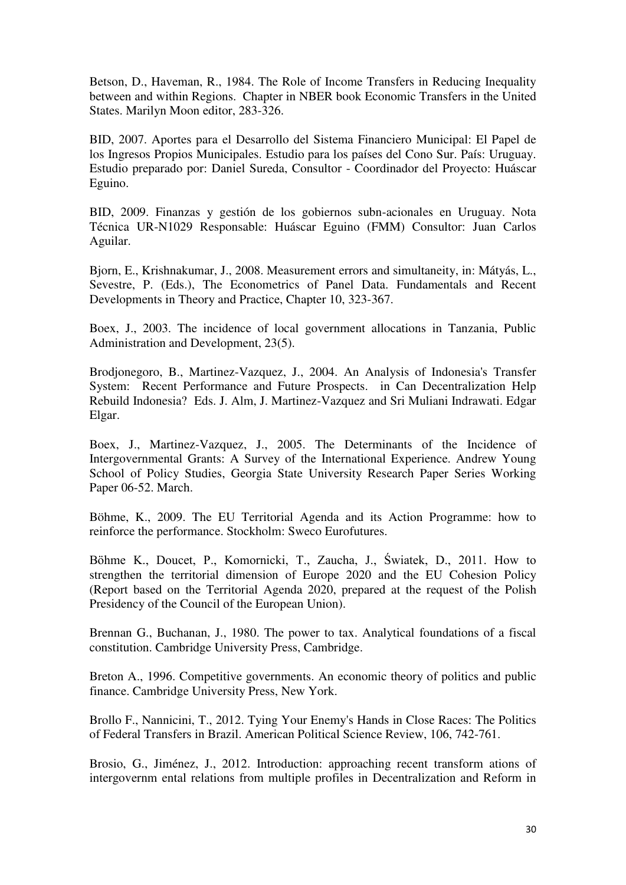Betson, D., Haveman, R., 1984. The Role of Income Transfers in Reducing Inequality between and within Regions. Chapter in NBER book Economic Transfers in the United States. Marilyn Moon editor, 283-326.

BID, 2007. Aportes para el Desarrollo del Sistema Financiero Municipal: El Papel de los Ingresos Propios Municipales. Estudio para los países del Cono Sur. País: Uruguay. Estudio preparado por: Daniel Sureda, Consultor - Coordinador del Proyecto: Huáscar Eguino.

BID, 2009. Finanzas y gestión de los gobiernos subn-acionales en Uruguay. Nota Técnica UR-N1029 Responsable: Huáscar Eguino (FMM) Consultor: Juan Carlos Aguilar.

Bjorn, E., Krishnakumar, J., 2008. Measurement errors and simultaneity, in: Mátyás, L., Sevestre, P. (Eds.), The Econometrics of Panel Data. Fundamentals and Recent Developments in Theory and Practice, Chapter 10, 323-367.

Boex, J., 2003. The incidence of local government allocations in Tanzania, Public Administration and Development, 23(5).

Brodjonegoro, B., Martinez-Vazquez, J., 2004. An Analysis of Indonesia's Transfer System: Recent Performance and Future Prospects. in Can Decentralization Help Rebuild Indonesia? Eds. J. Alm, J. Martinez-Vazquez and Sri Muliani Indrawati. Edgar Elgar.

Boex, J., Martinez-Vazquez, J., 2005. The Determinants of the Incidence of Intergovernmental Grants: A Survey of the International Experience. Andrew Young School of Policy Studies, Georgia State University Research Paper Series Working Paper 06-52. March.

Böhme, K., 2009. The EU Territorial Agenda and its Action Programme: how to reinforce the performance. Stockholm: Sweco Eurofutures.

Böhme K., Doucet, P., Komornicki, T., Zaucha, J., Świątek, D., 2011. How to strengthen the territorial dimension of Europe 2020 and the EU Cohesion Policy (Report based on the Territorial Agenda 2020, prepared at the request of the Polish Presidency of the Council of the European Union).

Brennan G., Buchanan, J., 1980. The power to tax. Analytical foundations of a fiscal constitution. Cambridge University Press, Cambridge.

Breton A., 1996. Competitive governments. An economic theory of politics and public finance. Cambridge University Press, New York.

Brollo F., Nannicini, T., 2012. Tying Your Enemy's Hands in Close Races: The Politics of Federal Transfers in Brazil. American Political Science Review, 106, 742-761.

Brosio, G., Jiménez, J., 2012. Introduction: approaching recent transform ations of intergovernm ental relations from multiple profiles in Decentralization and Reform in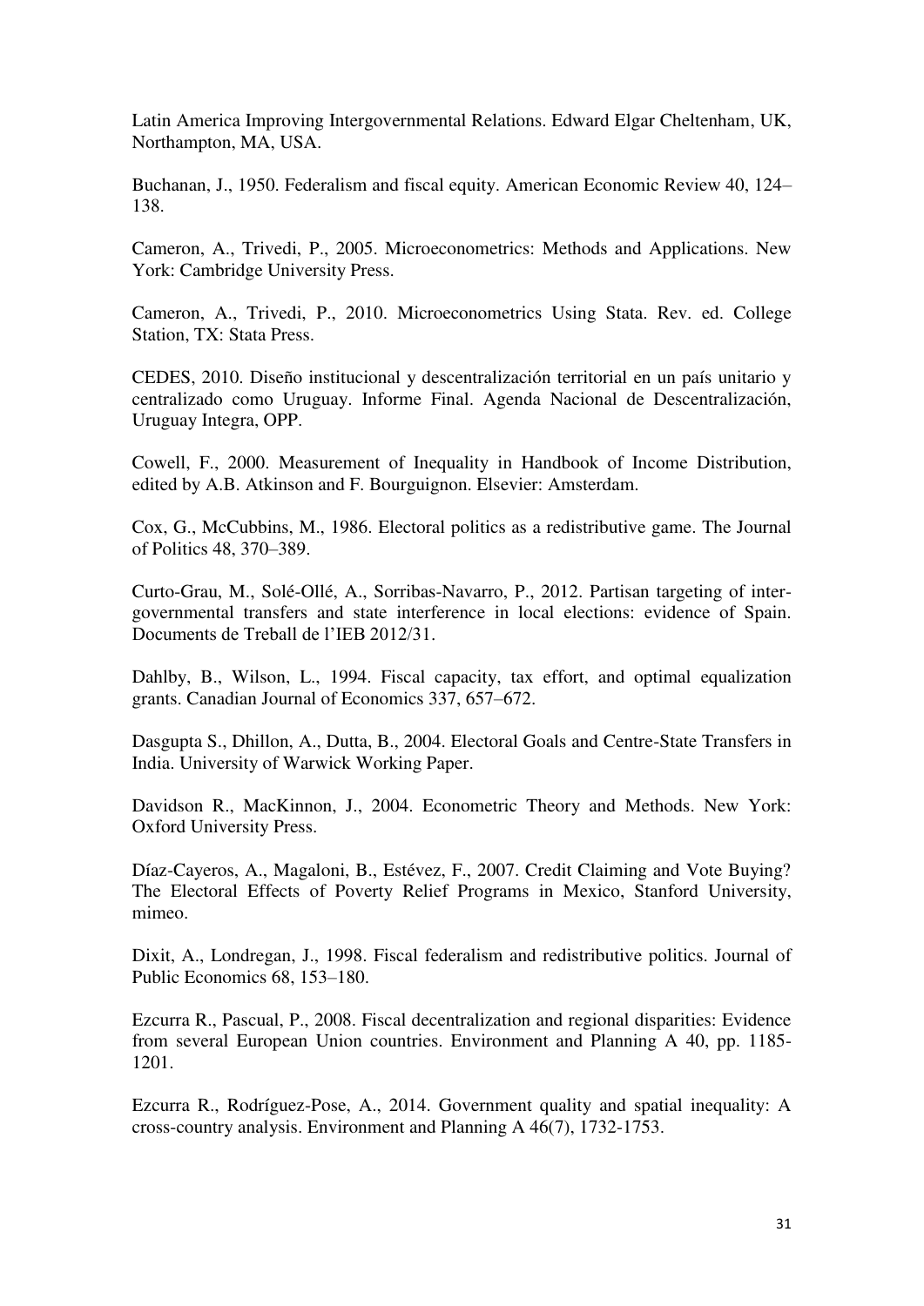Latin America Improving Intergovernmental Relations. Edward Elgar Cheltenham, UK, Northampton, MA, USA.

Buchanan, J., 1950. Federalism and fiscal equity. American Economic Review 40, 124–138.

Cameron, A., Trivedi, P., 2005. Microeconometrics: Methods and Applications. New York: Cambridge University Press.

Cameron, A., Trivedi, P., 2010. Microeconometrics Using Stata. Rev. ed. College Station, TX: Stata Press.

CEDES, 2010. Diseño institucional y descentralización territorial en un país unitario y centralizado como Uruguay. Informe Final. Agenda Nacional de Descentralización, Uruguay Integra, OPP.

Cowell, F., 2000. Measurement of Inequality in Handbook of Income Distribution, edited by A.B. Atkinson and F. Bourguignon. Elsevier: Amsterdam.

Cox, G., McCubbins, M., 1986. Electoral politics as a redistributive game. The Journal of Politics 48, 370–389.

Curto-Grau, M., Solé-Ollé, A., Sorribas-Navarro, P., 2012. Partisan targeting of inter-governmental transfers and state interference in local elections: evidence of Spain. Documents de Treball de l'IEB 2012/31.

Dahlby, B., Wilson, L., 1994. Fiscal capacity, tax effort, and optimal equalization grants. Canadian Journal of Economics 337, 657–672.

Dasgupta S., Dhillon, A., Dutta, B., 2004. Electoral Goals and Centre-State Transfers in India. University of Warwick Working Paper.

Davidson R., MacKinnon, J., 2004. Econometric Theory and Methods. New York: Oxford University Press.

Díaz-Cayeros, A., Magaloni, B., Estévez, F., 2007. Credit Claiming and Vote Buying? The Electoral Effects of Poverty Relief Programs in Mexico, Stanford University, mimeo.

Dixit, A., Londregan, J., 1998. Fiscal federalism and redistributive politics. Journal of Public Economics 68, 153–180.

Ezcurra R., Pascual, P., 2008. Fiscal decentralization and regional disparities: Evidence from several European Union countries. Environment and Planning A 40, pp. 1185-1201.

Ezcurra R., Rodríguez-Pose, A., 2014. Government quality and spatial inequality: A cross-country analysis. Environment and Planning A 46(7), 1732-1753.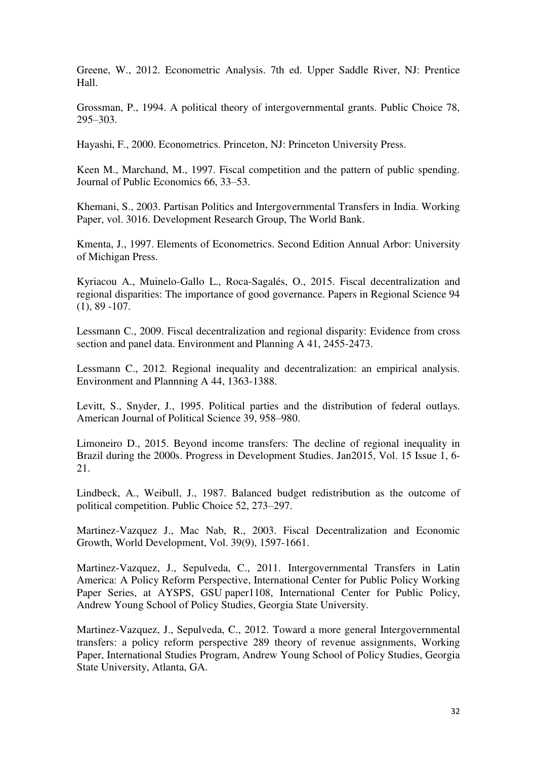Greene, W., 2012. Econometric Analysis. 7th ed. Upper Saddle River, NJ: Prentice Hall.

Grossman, P., 1994. A political theory of intergovernmental grants. Public Choice 78, 295–303.

Hayashi, F., 2000. Econometrics. Princeton, NJ: Princeton University Press.

Keen M., Marchand, M., 1997. Fiscal competition and the pattern of public spending. Journal of Public Economics 66, 33–53.

Khemani, S., 2003. Partisan Politics and Intergovernmental Transfers in India. Working Paper, vol. 3016. Development Research Group, The World Bank.

Kmenta, J., 1997. Elements of Econometrics. Second Edition Annual Arbor: University of Michigan Press.

Kyriacou A., Muinelo-Gallo L., Roca-Sagalés, O., 2015. Fiscal decentralization and regional disparities: The importance of good governance. Papers in Regional Science 94 (1), 89 -107.

Lessmann C., 2009. Fiscal decentralization and regional disparity: Evidence from cross section and panel data. Environment and Planning A 41, 2455-2473.

Lessmann C., 2012. Regional inequality and decentralization: an empirical analysis. Environment and Plannning A 44, 1363-1388.

Levitt, S., Snyder, J., 1995. Political parties and the distribution of federal outlays. American Journal of Political Science 39, 958–980.

Limoneiro D., 2015. Beyond income transfers: The decline of regional inequality in Brazil during the 2000s. Progress in Development Studies. Jan2015, Vol. 15 Issue 1, 6-21.

Lindbeck, A., Weibull, J., 1987. Balanced budget redistribution as the outcome of political competition. Public Choice 52, 273–297.

Martinez-Vazquez J., Mac Nab, R., 2003. Fiscal Decentralization and Economic Growth, World Development, Vol. 39(9), 1597-1661.

Martinez-Vazquez, J., Sepulveda, C., 2011. Intergovernmental Transfers in Latin America: A Policy Reform Perspective, International Center for Public Policy Working Paper Series, at AYSPS, GSU paper1108, International Center for Public Policy, Andrew Young School of Policy Studies, Georgia State University.

Martinez-Vazquez, J., Sepulveda, C., 2012. Toward a more general Intergovernmental transfers: a policy reform perspective 289 theory of revenue assignments, Working Paper, International Studies Program, Andrew Young School of Policy Studies, Georgia State University, Atlanta, GA.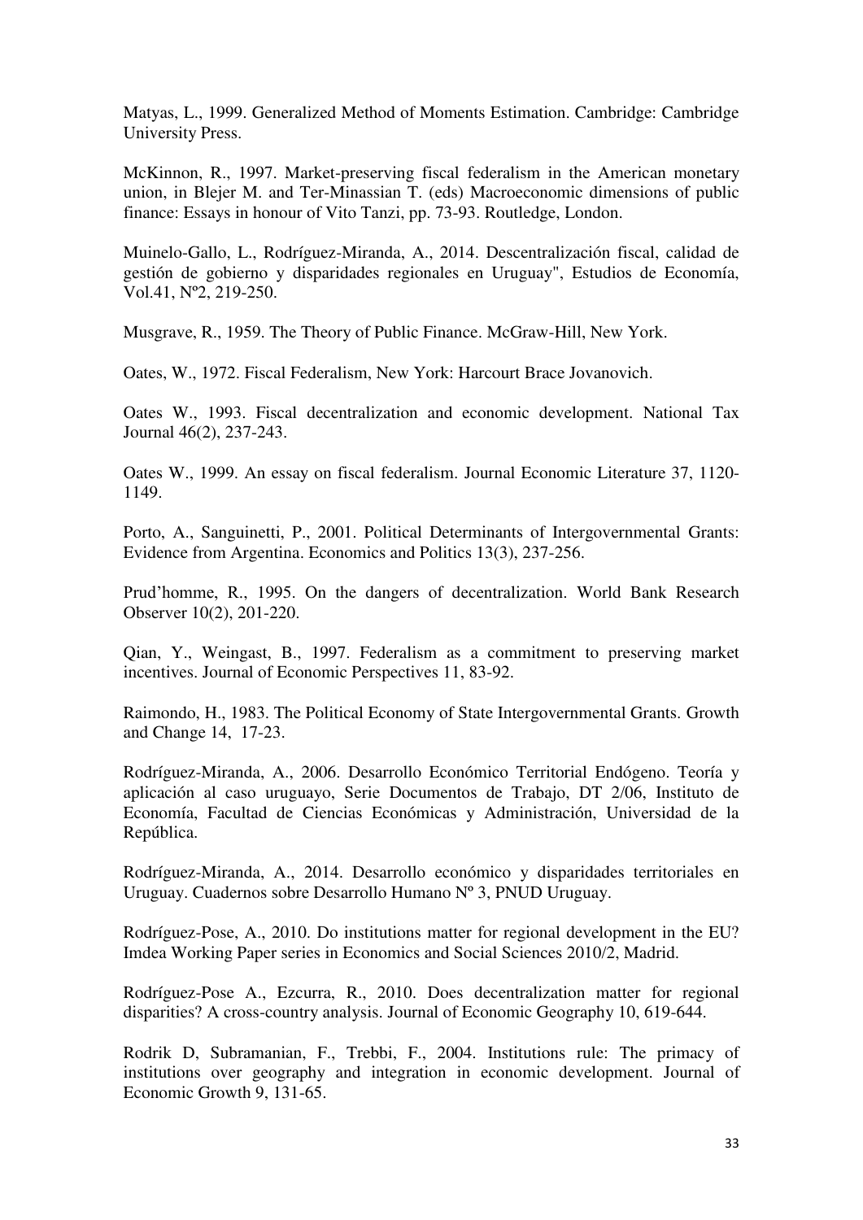Matyas, L., 1999. Generalized Method of Moments Estimation. Cambridge: Cambridge University Press.

McKinnon, R., 1997. Market-preserving fiscal federalism in the American monetary union, in Blejer M. and Ter-Minassian T. (eds) Macroeconomic dimensions of public finance: Essays in honour of Vito Tanzi, pp. 73-93. Routledge, London.

Muinelo-Gallo, L., Rodríguez-Miranda, A., 2014. Descentralización fiscal, calidad de gestión de gobierno y disparidades regionales en Uruguay", Estudios de Economía, Vol.41, Nº2, 219-250.

Musgrave, R., 1959. The Theory of Public Finance. McGraw-Hill, New York.

Oates, W., 1972. Fiscal Federalism, New York: Harcourt Brace Jovanovich.

Oates W., 1993. Fiscal decentralization and economic development. National Tax Journal 46(2), 237-243.

Oates W., 1999. An essay on fiscal federalism. Journal Economic Literature 37, 1120-1149.

Porto, A., Sanguinetti, P., 2001. Political Determinants of Intergovernmental Grants: Evidence from Argentina. Economics and Politics 13(3), 237-256.

Prud'homme, R., 1995. On the dangers of decentralization. World Bank Research Observer 10(2), 201-220.

Qian, Y., Weingast, B., 1997. Federalism as a commitment to preserving market incentives. Journal of Economic Perspectives 11, 83-92.

Raimondo, H., 1983. The Political Economy of State Intergovernmental Grants. Growth and Change 14, 17-23.

Rodríguez-Miranda, A., 2006. Desarrollo Económico Territorial Endógeno. Teoría y aplicación al caso uruguayo, Serie Documentos de Trabajo, DT 2/06, Instituto de Economía, Facultad de Ciencias Económicas y Administración, Universidad de la República.

Rodríguez-Miranda, A., 2014. Desarrollo económico y disparidades territoriales en Uruguay. Cuadernos sobre Desarrollo Humano Nº 3, PNUD Uruguay.

Rodríguez-Pose, A., 2010. Do institutions matter for regional development in the EU? Imdea Working Paper series in Economics and Social Sciences 2010/2, Madrid.

Rodríguez-Pose A., Ezcurra, R., 2010. Does decentralization matter for regional disparities? A cross-country analysis. Journal of Economic Geography 10, 619-644.

Rodrik D, Subramanian, F., Trebbi, F., 2004. Institutions rule: The primacy of institutions over geography and integration in economic development. Journal of Economic Growth 9, 131-65.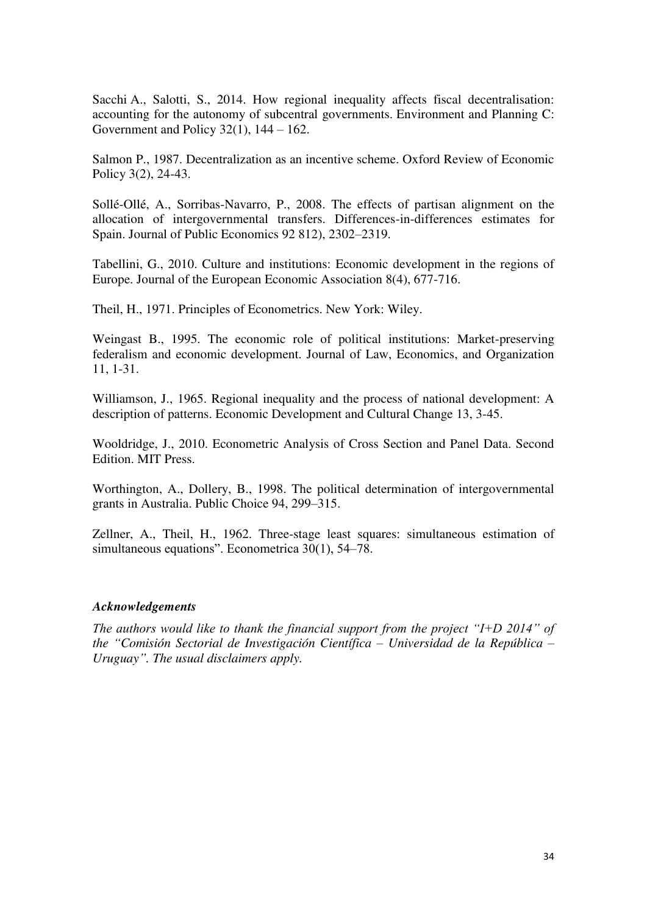Sacchi A., Salotti, S., 2014. How regional inequality affects fiscal decentralisation: accounting for the autonomy of subcentral governments. Environment and Planning C: Government and Policy 32(1), 144 – 162.

Salmon P., 1987. Decentralization as an incentive scheme. Oxford Review of Economic Policy 3(2), 24-43.

Sollé-Ollé, A., Sorribas-Navarro, P., 2008. The effects of partisan alignment on the allocation of intergovernmental transfers. Differences-in-differences estimates for Spain. Journal of Public Economics 92 812), 2302–2319.

Tabellini, G., 2010. Culture and institutions: Economic development in the regions of Europe. Journal of the European Economic Association 8(4), 677-716.

Theil, H., 1971. Principles of Econometrics. New York: Wiley.

Weingast B., 1995. The economic role of political institutions: Market-preserving federalism and economic development. Journal of Law, Economics, and Organization 11, 1-31.

Williamson, J., 1965. Regional inequality and the process of national development: A description of patterns. Economic Development and Cultural Change 13, 3-45.

Wooldridge, J., 2010. Econometric Analysis of Cross Section and Panel Data. Second Edition. MIT Press.

Worthington, A., Dollery, B., 1998. The political determination of intergovernmental grants in Australia. Public Choice 94, 299–315.

Zellner, A., Theil, H., 1962. Three-stage least squares: simultaneous estimation of simultaneous equations". Econometrica 30(1), 54–78.

### *Acknowledgements*

*The authors would like to thank the financial support from the project "I+D 2014" of the "Comisión Sectorial de Investigación Científica – Universidad de la República – Uruguay". The usual disclaimers apply.*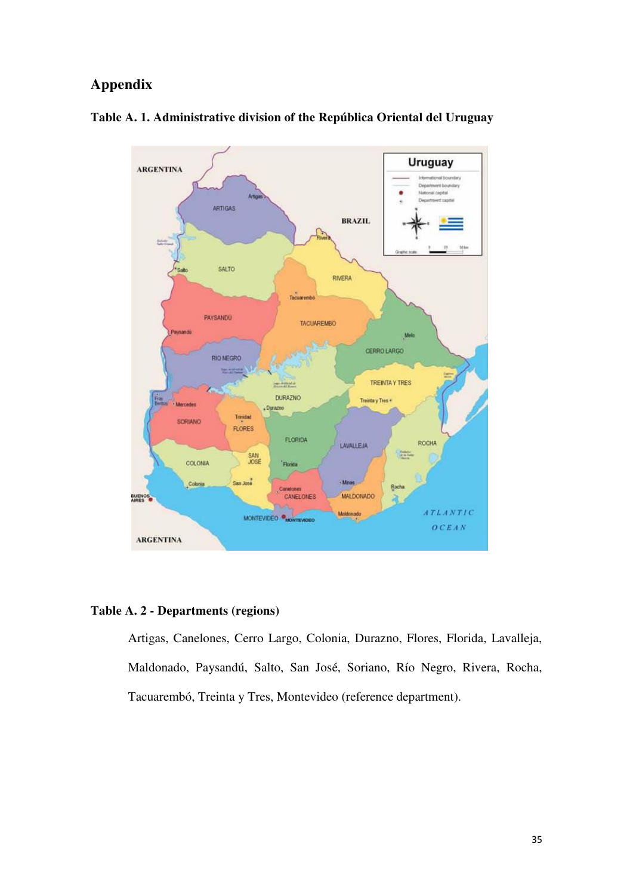## Appendix

**Table A. 1. Administrative division of the República Oriental del Uruguay**

**Table A. 2 - Departments (regions)**

Artigas, Canelones, Cerro Largo, Colonia, Durazno, Flores, Florida, Lavalleja, Maldonado, Paysandú, Salto, San José, Soriano, Río Negro, Rivera, Rocha, Tacuarembó, Treinta y Tres, Montevideo (reference department).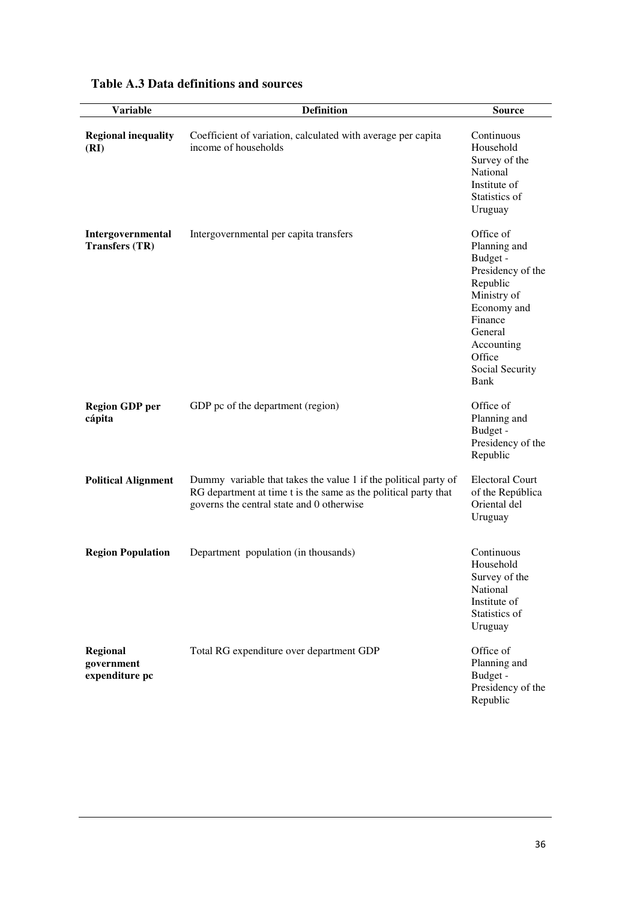**Table A.3 Data definitions and sources**

| Variable | Definition | Source |
|---|---|---|
| **Regional inequality (RI)** | Coefficient of variation, calculated with average per capita income of households | Continuous Household Survey of the National Institute of Statistics of Uruguay |
| **Intergovernmental Transfers (TR)** | Intergovernmental per capita transfers | Office of Planning and Budget - Presidency of the Republic Ministry of Economy and Finance General Accounting Office Social Security Bank |
| **Region GDP per cápita** | GDP pc of the department (region) | Office of Planning and Budget - Presidency of the Republic |
| **Political Alignment** | Dummy variable that takes the value 1 if the political party of RG department at time t is the same as the political party that governs the central state and 0 otherwise | Electoral Court of the República Oriental del Uruguay |
| **Region Population** | Department population (in thousands) | Continuous Household Survey of the National Institute of Statistics of Uruguay |
| **Regional government expenditure pc** | Total RG expenditure over department GDP | Office of Planning and Budget - Presidency of the Republic |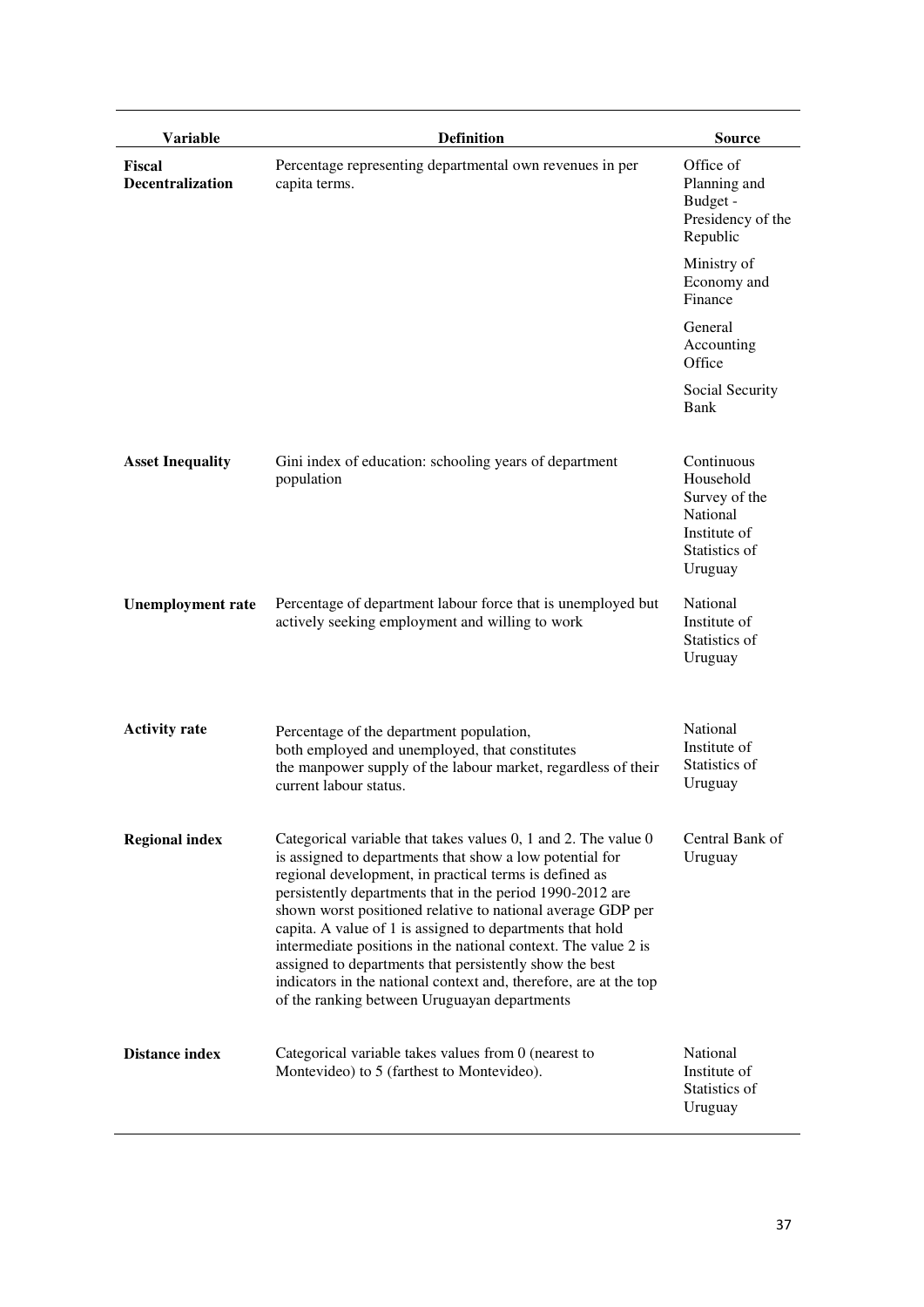| Variable | Definition | Source |
|---|---|---|
| **Fiscal Decentralization** | Percentage representing departmental own revenues in per capita terms. | Office of Planning and Budget - Presidency of the Republic<br>Ministry of Economy and Finance<br>General Accounting Office<br>Social Security Bank |
| **Asset Inequality** | Gini index of education: schooling years of department population | Continuous Household Survey of the National Institute of Statistics of Uruguay |
| **Unemployment rate** | Percentage of department labour force that is unemployed but actively seeking employment and willing to work | National Institute of Statistics of Uruguay |
| **Activity rate** | Percentage of the department population, both employed and unemployed, that constitutes the manpower supply of the labour market, regardless of their current labour status. | National Institute of Statistics of Uruguay |
| **Regional index** | Categorical variable that takes values 0, 1 and 2. The value 0 is assigned to departments that show a low potential for regional development, in practical terms is defined as persistently departments that in the period 1990-2012 are shown worst positioned relative to national average GDP per capita. A value of 1 is assigned to departments that hold intermediate positions in the national context. The value 2 is assigned to departments that persistently show the best indicators in the national context and, therefore, are at the top of the ranking between Uruguayan departments | Central Bank of Uruguay |
| **Distance index** | Categorical variable takes values from 0 (nearest to Montevideo) to 5 (farthest to Montevideo). | National Institute of Statistics of Uruguay |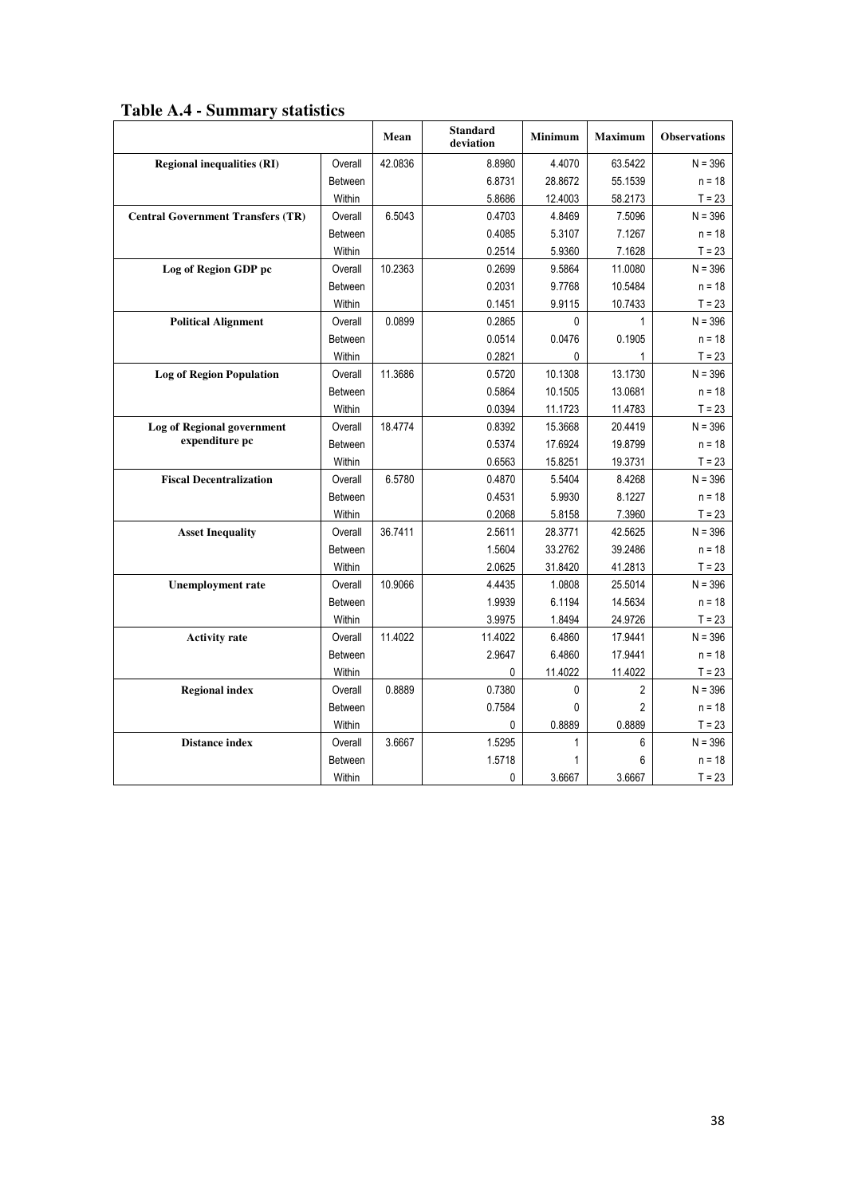## Table A.4 - Summary statistics

| | | Mean | Standard deviation | Minimum | Maximum | Observations |
|---|---|---|---|---|---|---|
| **Regional inequalities (RI)** | Overall | 42.0836 | 8.8980 | 4.4070 | 63.5422 | N = 396 |
| | Between | | 6.8731 | 28.8672 | 55.1539 | n = 18 |
| | Within | | 5.8686 | 12.4003 | 58.2173 | T = 23 |
| **Central Government Transfers (TR)** | Overall | 6.5043 | 0.4703 | 4.8469 | 7.5096 | N = 396 |
| | Between | | 0.4085 | 5.3107 | 7.1267 | n = 18 |
| | Within | | 0.2514 | 5.9360 | 7.1628 | T = 23 |
| **Log of Region GDP pc** | Overall | 10.2363 | 0.2699 | 9.5864 | 11.0080 | N = 396 |
| | Between | | 0.2031 | 9.7768 | 10.5484 | n = 18 |
| | Within | | 0.1451 | 9.9115 | 10.7433 | T = 23 |
| **Political Alignment** | Overall | 0.0899 | 0.2865 | 0 | 1 | N = 396 |
| | Between | | 0.0514 | 0.0476 | 0.1905 | n = 18 |
| | Within | | 0.2821 | 0 | 1 | T = 23 |
| **Log of Region Population** | Overall | 11.3686 | 0.5720 | 10.1308 | 13.1730 | N = 396 |
| | Between | | 0.5864 | 10.1505 | 13.0681 | n = 18 |
| | Within | | 0.0394 | 11.1723 | 11.4783 | T = 23 |
| **Log of Regional government expenditure pc** | Overall | 18.4774 | 0.8392 | 15.3668 | 20.4419 | N = 396 |
| | Between | | 0.5374 | 17.6924 | 19.8799 | n = 18 |
| | Within | | 0.6563 | 15.8251 | 19.3731 | T = 23 |
| **Fiscal Decentralization** | Overall | 6.5780 | 0.4870 | 5.5404 | 8.4268 | N = 396 |
| | Between | | 0.4531 | 5.9930 | 8.1227 | n = 18 |
| | Within | | 0.2068 | 5.8158 | 7.3960 | T = 23 |
| **Asset Inequality** | Overall | 36.7411 | 2.5611 | 28.3771 | 42.5625 | N = 396 |
| | Between | | 1.5604 | 33.2762 | 39.2486 | n = 18 |
| | Within | | 2.0625 | 31.8420 | 41.2813 | T = 23 |
| **Unemployment rate** | Overall | 10.9066 | 4.4435 | 1.0808 | 25.5014 | N = 396 |
| | Between | | 1.9939 | 6.1194 | 14.5634 | n = 18 |
| | Within | | 3.9975 | 1.8494 | 24.9726 | T = 23 |
| **Activity rate** | Overall | 11.4022 | 11.4022 | 6.4860 | 17.9441 | N = 396 |
| | Between | | 2.9647 | 6.4860 | 17.9441 | n = 18 |
| | Within | | 0 | 11.4022 | 11.4022 | T = 23 |
| **Regional index** | Overall | 0.8889 | 0.7380 | 0 | 2 | N = 396 |
| | Between | | 0.7584 | 0 | 2 | n = 18 |
| | Within | | 0 | 0.8889 | 0.8889 | T = 23 |
| **Distance index** | Overall | 3.6667 | 1.5295 | 1 | 6 | N = 396 |
| | Between | | 1.5718 | 1 | 6 | n = 18 |
| | Within | | 0 | 3.6667 | 3.6667 | T = 23 |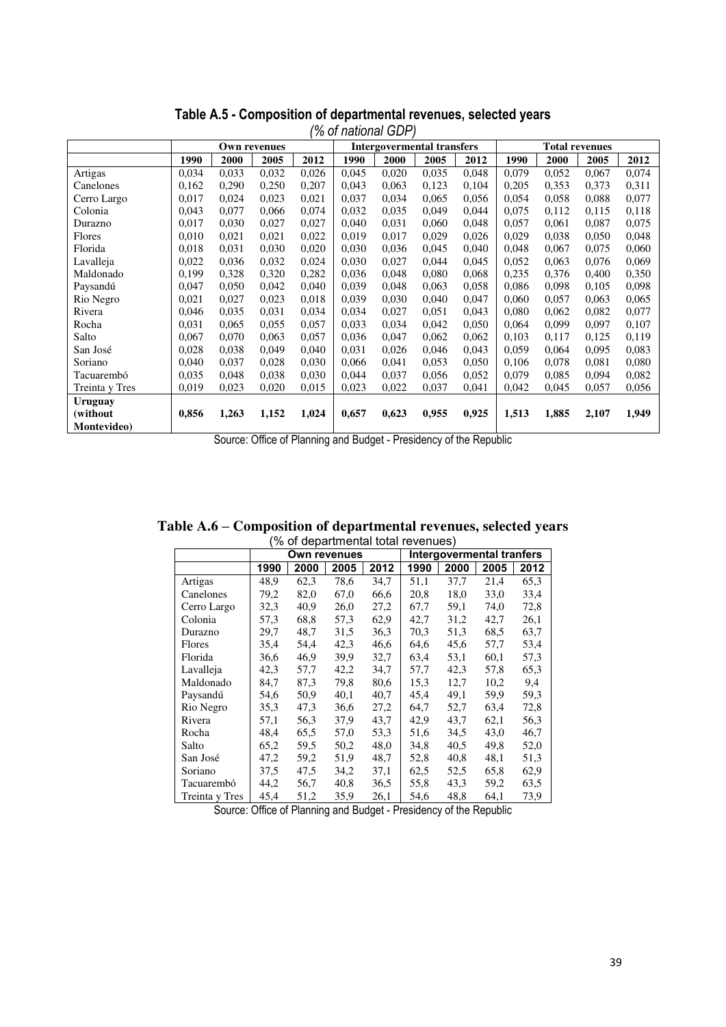**Table A.5 - Composition of departmental revenues, selected years**

*(% of national GDP)*

| | Own revenues | | | | Intergovermental transfers | | | | Total revenues | | | |
|---|---|---|---|---|---|---|---|---|---|---|---|---|
| | 1990 | 2000 | 2005 | 2012 | 1990 | 2000 | 2005 | 2012 | 1990 | 2000 | 2005 | 2012 |
| Artigas | 0,034 | 0,033 | 0,032 | 0,026 | 0,045 | 0,020 | 0,035 | 0,048 | 0,079 | 0,052 | 0,067 | 0,074 |
| Canelones | 0,162 | 0,290 | 0,250 | 0,207 | 0,043 | 0,063 | 0,123 | 0,104 | 0,205 | 0,353 | 0,373 | 0,311 |
| Cerro Largo | 0,017 | 0,024 | 0,023 | 0,021 | 0,037 | 0,034 | 0,065 | 0,056 | 0,054 | 0,058 | 0,088 | 0,077 |
| Colonia | 0,043 | 0,077 | 0,066 | 0,074 | 0,032 | 0,035 | 0,049 | 0,044 | 0,075 | 0,112 | 0,115 | 0,118 |
| Durazno | 0,017 | 0,030 | 0,027 | 0,027 | 0,040 | 0,031 | 0,060 | 0,048 | 0,057 | 0,061 | 0,087 | 0,075 |
| Flores | 0,010 | 0,021 | 0,021 | 0,022 | 0,019 | 0,017 | 0,029 | 0,026 | 0,029 | 0,038 | 0,050 | 0,048 |
| Florida | 0,018 | 0,031 | 0,030 | 0,020 | 0,030 | 0,036 | 0,045 | 0,040 | 0,048 | 0,067 | 0,075 | 0,060 |
| Lavalleja | 0,022 | 0,036 | 0,032 | 0,024 | 0,030 | 0,027 | 0,044 | 0,045 | 0,052 | 0,063 | 0,076 | 0,069 |
| Maldonado | 0,199 | 0,328 | 0,320 | 0,282 | 0,036 | 0,048 | 0,080 | 0,068 | 0,235 | 0,376 | 0,400 | 0,350 |
| Paysandú | 0,047 | 0,050 | 0,042 | 0,040 | 0,039 | 0,048 | 0,063 | 0,058 | 0,086 | 0,098 | 0,105 | 0,098 |
| Rio Negro | 0,021 | 0,027 | 0,023 | 0,018 | 0,039 | 0,030 | 0,040 | 0,047 | 0,060 | 0,057 | 0,063 | 0,065 |
| Rivera | 0,046 | 0,035 | 0,031 | 0,034 | 0,034 | 0,027 | 0,051 | 0,043 | 0,080 | 0,062 | 0,082 | 0,077 |
| Rocha | 0,031 | 0,065 | 0,055 | 0,057 | 0,033 | 0,034 | 0,042 | 0,050 | 0,064 | 0,099 | 0,097 | 0,107 |
| Salto | 0,067 | 0,070 | 0,063 | 0,057 | 0,036 | 0,047 | 0,062 | 0,062 | 0,103 | 0,117 | 0,125 | 0,119 |
| San José | 0,028 | 0,038 | 0,049 | 0,040 | 0,031 | 0,026 | 0,046 | 0,043 | 0,059 | 0,064 | 0,095 | 0,083 |
| Soriano | 0,040 | 0,037 | 0,028 | 0,030 | 0,066 | 0,041 | 0,053 | 0,050 | 0,106 | 0,078 | 0,081 | 0,080 |
| Tacuarembó | 0,035 | 0,048 | 0,038 | 0,030 | 0,044 | 0,037 | 0,056 | 0,052 | 0,079 | 0,085 | 0,094 | 0,082 |
| Treinta y Tres | 0,019 | 0,023 | 0,020 | 0,015 | 0,023 | 0,022 | 0,037 | 0,041 | 0,042 | 0,045 | 0,057 | 0,056 |
| **Uruguay (without Montevideo)** | **0,856** | **1,263** | **1,152** | **1,024** | **0,657** | **0,623** | **0,955** | **0,925** | **1,513** | **1,885** | **2,107** | **1,949** |

Source: Office of Planning and Budget - Presidency of the Republic

**Table A.6 – Composition of departmental revenues, selected years**

(% of departmental total revenues)

| | Own revenues | | | | Intergovermental tranfers | | | |
|---|---|---|---|---|---|---|---|---|
| | 1990 | 2000 | 2005 | 2012 | 1990 | 2000 | 2005 | 2012 |
| Artigas | 48,9 | 62,3 | 78,6 | 34,7 | 51,1 | 37,7 | 21,4 | 65,3 |
| Canelones | 79,2 | 82,0 | 67,0 | 66,6 | 20,8 | 18,0 | 33,0 | 33,4 |
| Cerro Largo | 32,3 | 40,9 | 26,0 | 27,2 | 67,7 | 59,1 | 74,0 | 72,8 |
| Colonia | 57,3 | 68,8 | 57,3 | 62,9 | 42,7 | 31,2 | 42,7 | 26,1 |
| Durazno | 29,7 | 48,7 | 31,5 | 36,3 | 70,3 | 51,3 | 68,5 | 63,7 |
| Flores | 35,4 | 54,4 | 42,3 | 46,6 | 64,6 | 45,6 | 57,7 | 53,4 |
| Florida | 36,6 | 46,9 | 39,9 | 32,7 | 63,4 | 53,1 | 60,1 | 57,3 |
| Lavalleja | 42,3 | 57,7 | 42,2 | 34,7 | 57,7 | 42,3 | 57,8 | 65,3 |
| Maldonado | 84,7 | 87,3 | 79,8 | 80,6 | 15,3 | 12,7 | 10,2 | 9,4 |
| Paysandú | 54,6 | 50,9 | 40,1 | 40,7 | 45,4 | 49,1 | 59,9 | 59,3 |
| Rio Negro | 35,3 | 47,3 | 36,6 | 27,2 | 64,7 | 52,7 | 63,4 | 72,8 |
| Rivera | 57,1 | 56,3 | 37,9 | 43,7 | 42,9 | 43,7 | 62,1 | 56,3 |
| Rocha | 48,4 | 65,5 | 57,0 | 53,3 | 51,6 | 34,5 | 43,0 | 46,7 |
| Salto | 65,2 | 59,5 | 50,2 | 48,0 | 34,8 | 40,5 | 49,8 | 52,0 |
| San José | 47,2 | 59,2 | 51,9 | 48,7 | 52,8 | 40,8 | 48,1 | 51,3 |
| Soriano | 37,5 | 47,5 | 34,2 | 37,1 | 62,5 | 52,5 | 65,8 | 62,9 |
| Tacuarembó | 44,2 | 56,7 | 40,8 | 36,5 | 55,8 | 43,3 | 59,2 | 63,5 |
| Treinta y Tres | 45,4 | 51,2 | 35,9 | 26,1 | 54,6 | 48,8 | 64,1 | 73,9 |

Source: Office of Planning and Budget - Presidency of the Republic